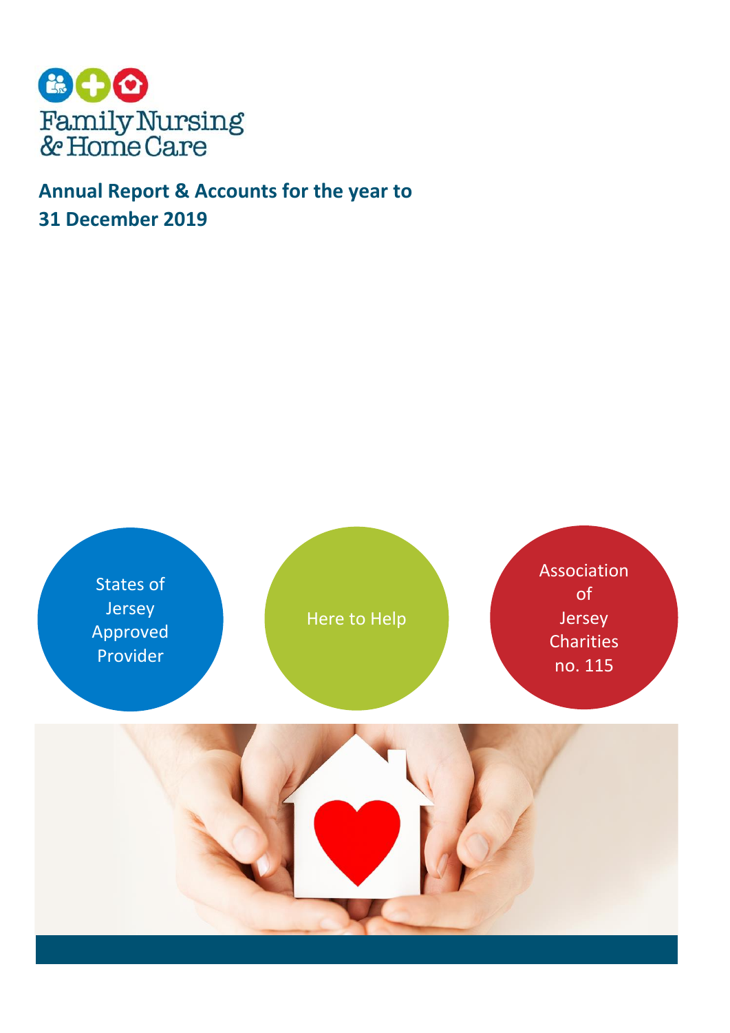Family Nursing & Home Care

# Annual Report & Accounts for the year to 31 December 2019

States of Jersey Approved Provider

Here to Help

Association of Jersey Charities no. 115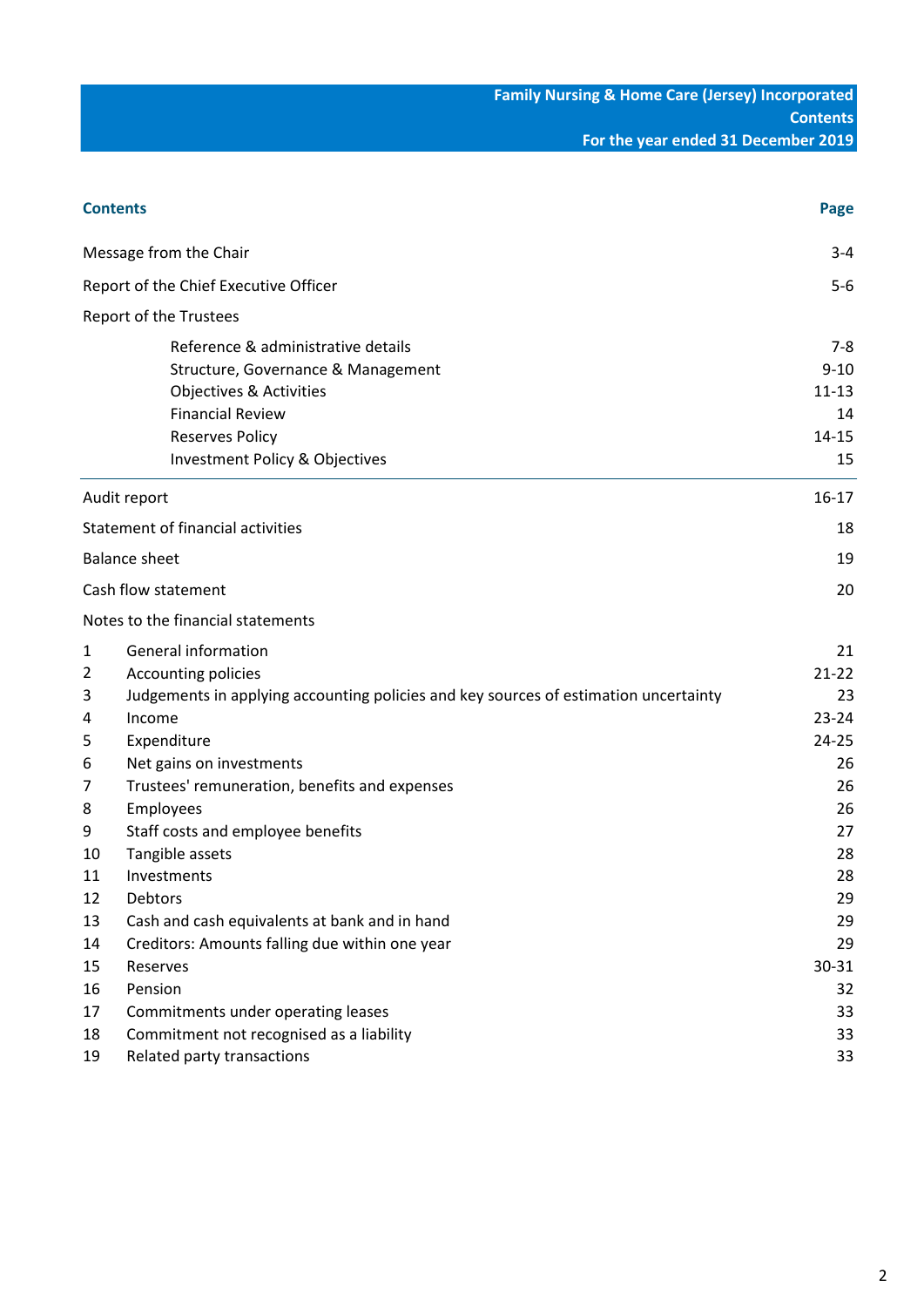Family Nursing & Home Care (Jersey) Incorporated
Contents
For the year ended 31 December 2019

| Contents | | Page |
|---|---|---|
| Message from the Chair | | 3-4 |
| Report of the Chief Executive Officer | | 5-6 |
| Report of the Trustees | | |
| | Reference & administrative details | 7-8 |
| | Structure, Governance & Management | 9-10 |
| | Objectives & Activities | 11-13 |
| | Financial Review | 14 |
| | Reserves Policy | 14-15 |
| | Investment Policy & Objectives | 15 |
| Audit report | | 16-17 |
| Statement of financial activities | | 18 |
| Balance sheet | | 19 |
| Cash flow statement | | 20 |
| Notes to the financial statements | | |
| 1 | General information | 21 |
| 2 | Accounting policies | 21-22 |
| 3 | Judgements in applying accounting policies and key sources of estimation uncertainty | 23 |
| 4 | Income | 23-24 |
| 5 | Expenditure | 24-25 |
| 6 | Net gains on investments | 26 |
| 7 | Trustees' remuneration, benefits and expenses | 26 |
| 8 | Employees | 26 |
| 9 | Staff costs and employee benefits | 27 |
| 10 | Tangible assets | 28 |
| 11 | Investments | 28 |
| 12 | Debtors | 29 |
| 13 | Cash and cash equivalents at bank and in hand | 29 |
| 14 | Creditors: Amounts falling due within one year | 29 |
| 15 | Reserves | 30-31 |
| 16 | Pension | 32 |
| 17 | Commitments under operating leases | 33 |
| 18 | Commitment not recognised as a liability | 33 |
| 19 | Related party transactions | 33 |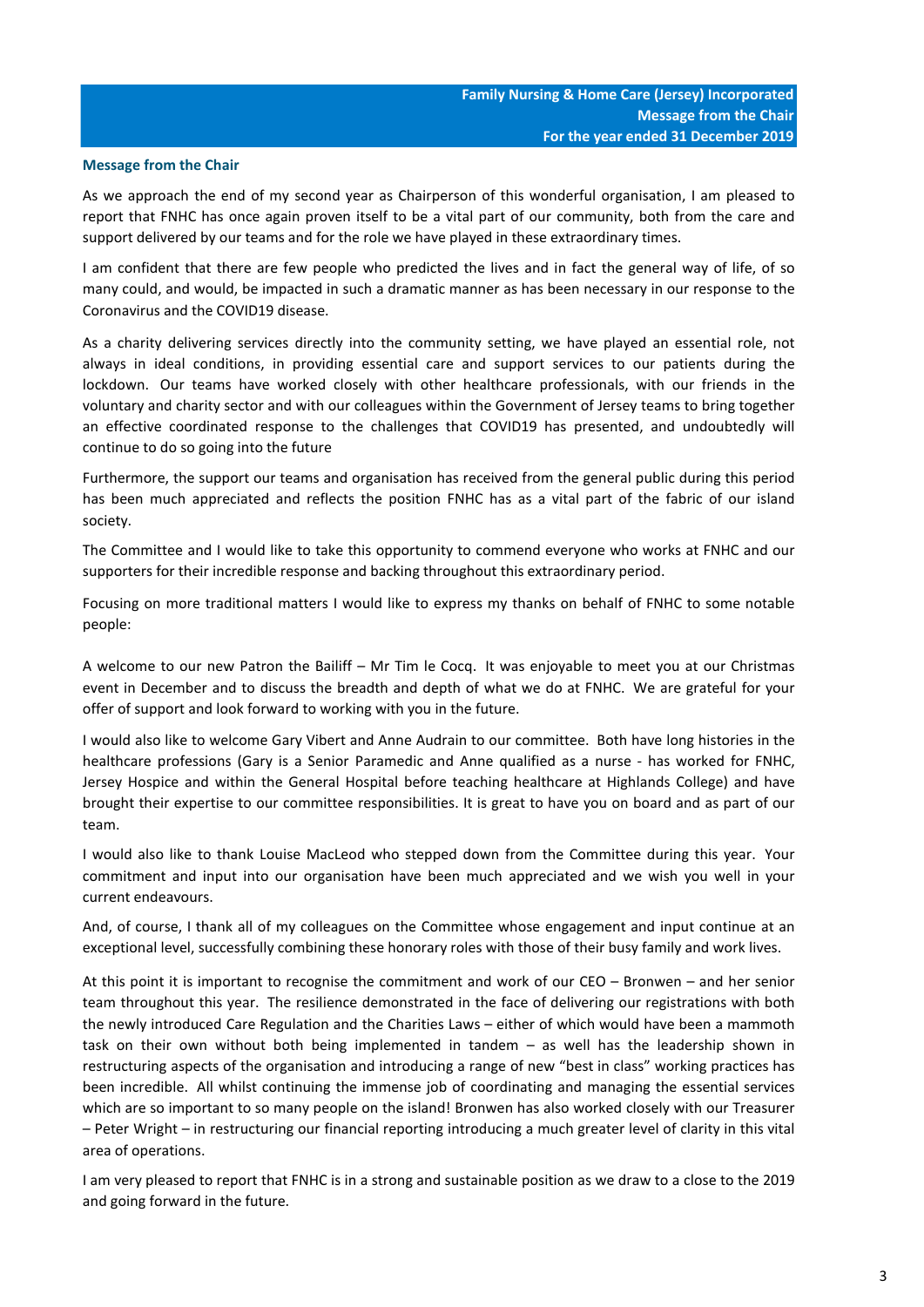## Message from the Chair

As we approach the end of my second year as Chairperson of this wonderful organisation, I am pleased to report that FNHC has once again proven itself to be a vital part of our community, both from the care and support delivered by our teams and for the role we have played in these extraordinary times.

I am confident that there are few people who predicted the lives and in fact the general way of life, of so many could, and would, be impacted in such a dramatic manner as has been necessary in our response to the Coronavirus and the COVID19 disease.

As a charity delivering services directly into the community setting, we have played an essential role, not always in ideal conditions, in providing essential care and support services to our patients during the lockdown. Our teams have worked closely with other healthcare professionals, with our friends in the voluntary and charity sector and with our colleagues within the Government of Jersey teams to bring together an effective coordinated response to the challenges that COVID19 has presented, and undoubtedly will continue to do so going into the future

Furthermore, the support our teams and organisation has received from the general public during this period has been much appreciated and reflects the position FNHC has as a vital part of the fabric of our island society.

The Committee and I would like to take this opportunity to commend everyone who works at FNHC and our supporters for their incredible response and backing throughout this extraordinary period.

Focusing on more traditional matters I would like to express my thanks on behalf of FNHC to some notable people:

A welcome to our new Patron the Bailiff – Mr Tim le Cocq. It was enjoyable to meet you at our Christmas event in December and to discuss the breadth and depth of what we do at FNHC. We are grateful for your offer of support and look forward to working with you in the future.

I would also like to welcome Gary Vibert and Anne Audrain to our committee. Both have long histories in the healthcare professions (Gary is a Senior Paramedic and Anne qualified as a nurse - has worked for FNHC, Jersey Hospice and within the General Hospital before teaching healthcare at Highlands College) and have brought their expertise to our committee responsibilities. It is great to have you on board and as part of our team.

I would also like to thank Louise MacLeod who stepped down from the Committee during this year. Your commitment and input into our organisation have been much appreciated and we wish you well in your current endeavours.

And, of course, I thank all of my colleagues on the Committee whose engagement and input continue at an exceptional level, successfully combining these honorary roles with those of their busy family and work lives.

At this point it is important to recognise the commitment and work of our CEO – Bronwen – and her senior team throughout this year. The resilience demonstrated in the face of delivering our registrations with both the newly introduced Care Regulation and the Charities Laws – either of which would have been a mammoth task on their own without both being implemented in tandem – as well has the leadership shown in restructuring aspects of the organisation and introducing a range of new "best in class" working practices has been incredible. All whilst continuing the immense job of coordinating and managing the essential services which are so important to so many people on the island! Bronwen has also worked closely with our Treasurer – Peter Wright – in restructuring our financial reporting introducing a much greater level of clarity in this vital area of operations.

I am very pleased to report that FNHC is in a strong and sustainable position as we draw to a close to the 2019 and going forward in the future.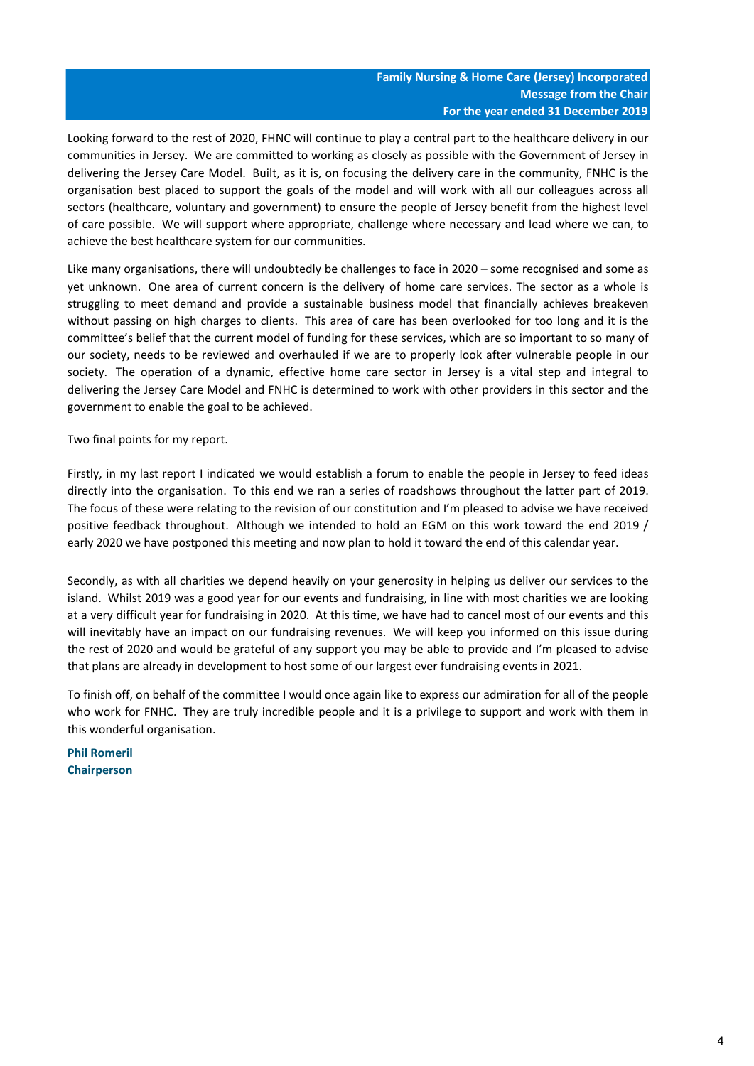**Family Nursing & Home Care (Jersey) Incorporated**
**Message from the Chair**
**For the year ended 31 December 2019**

Looking forward to the rest of 2020, FHNC will continue to play a central part to the healthcare delivery in our communities in Jersey. We are committed to working as closely as possible with the Government of Jersey in delivering the Jersey Care Model. Built, as it is, on focusing the delivery care in the community, FNHC is the organisation best placed to support the goals of the model and will work with all our colleagues across all sectors (healthcare, voluntary and government) to ensure the people of Jersey benefit from the highest level of care possible. We will support where appropriate, challenge where necessary and lead where we can, to achieve the best healthcare system for our communities.

Like many organisations, there will undoubtedly be challenges to face in 2020 – some recognised and some as yet unknown. One area of current concern is the delivery of home care services. The sector as a whole is struggling to meet demand and provide a sustainable business model that financially achieves breakeven without passing on high charges to clients. This area of care has been overlooked for too long and it is the committee's belief that the current model of funding for these services, which are so important to so many of our society, needs to be reviewed and overhauled if we are to properly look after vulnerable people in our society. The operation of a dynamic, effective home care sector in Jersey is a vital step and integral to delivering the Jersey Care Model and FNHC is determined to work with other providers in this sector and the government to enable the goal to be achieved.

Two final points for my report.

Firstly, in my last report I indicated we would establish a forum to enable the people in Jersey to feed ideas directly into the organisation. To this end we ran a series of roadshows throughout the latter part of 2019. The focus of these were relating to the revision of our constitution and I'm pleased to advise we have received positive feedback throughout. Although we intended to hold an EGM on this work toward the end 2019 / early 2020 we have postponed this meeting and now plan to hold it toward the end of this calendar year.

Secondly, as with all charities we depend heavily on your generosity in helping us deliver our services to the island. Whilst 2019 was a good year for our events and fundraising, in line with most charities we are looking at a very difficult year for fundraising in 2020. At this time, we have had to cancel most of our events and this will inevitably have an impact on our fundraising revenues. We will keep you informed on this issue during the rest of 2020 and would be grateful of any support you may be able to provide and I'm pleased to advise that plans are already in development to host some of our largest ever fundraising events in 2021.

To finish off, on behalf of the committee I would once again like to express our admiration for all of the people who work for FNHC. They are truly incredible people and it is a privilege to support and work with them in this wonderful organisation.

**Phil Romeril**
**Chairperson**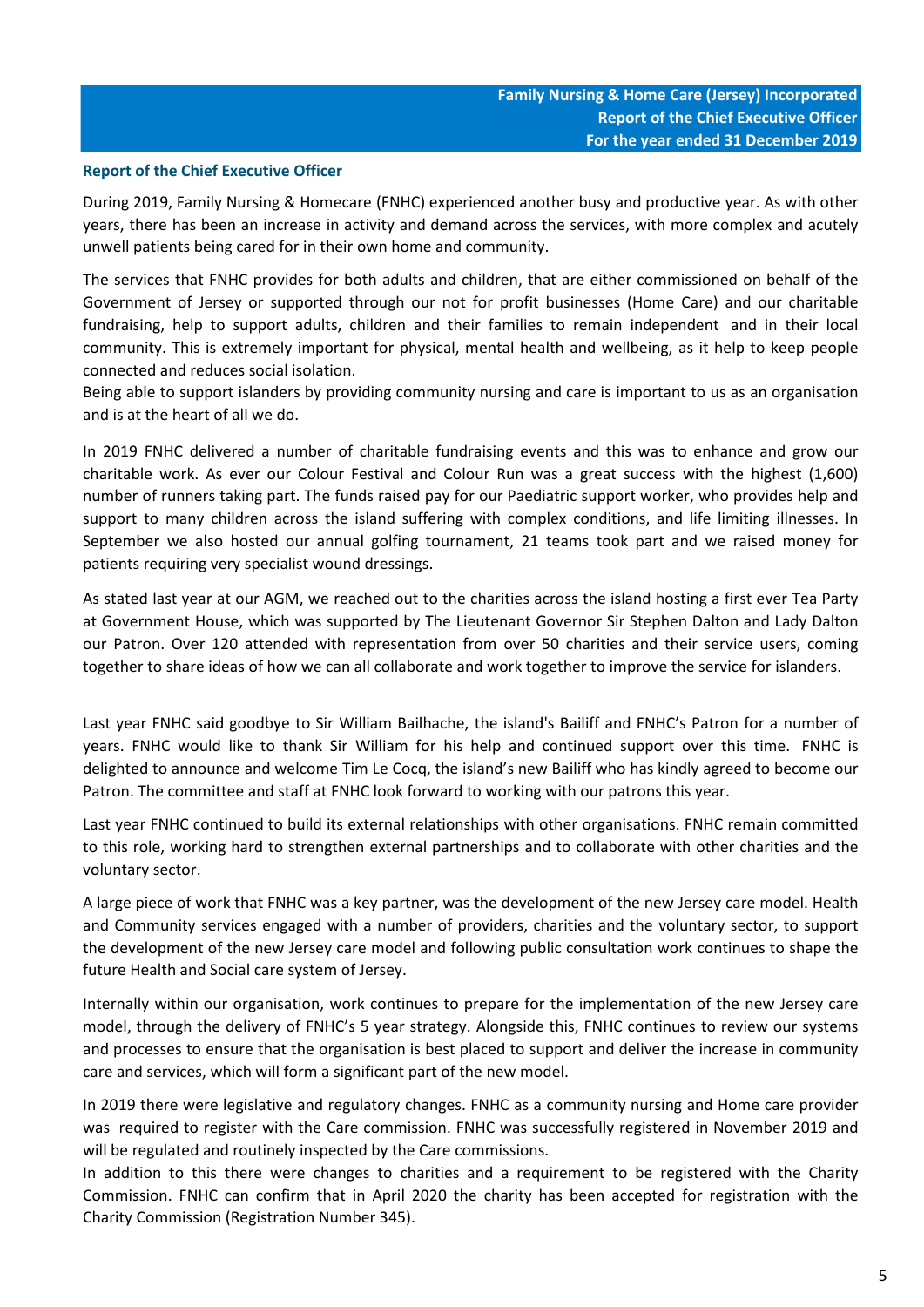**Family Nursing & Home Care (Jersey) Incorporated**
**Report of the Chief Executive Officer**
**For the year ended 31 December 2019**

## Report of the Chief Executive Officer

During 2019, Family Nursing & Homecare (FNHC) experienced another busy and productive year. As with other years, there has been an increase in activity and demand across the services, with more complex and acutely unwell patients being cared for in their own home and community.

The services that FNHC provides for both adults and children, that are either commissioned on behalf of the Government of Jersey or supported through our not for profit businesses (Home Care) and our charitable fundraising, help to support adults, children and their families to remain independent and in their local community. This is extremely important for physical, mental health and wellbeing, as it help to keep people connected and reduces social isolation.
Being able to support islanders by providing community nursing and care is important to us as an organisation and is at the heart of all we do.

In 2019 FNHC delivered a number of charitable fundraising events and this was to enhance and grow our charitable work. As ever our Colour Festival and Colour Run was a great success with the highest (1,600) number of runners taking part. The funds raised pay for our Paediatric support worker, who provides help and support to many children across the island suffering with complex conditions, and life limiting illnesses. In September we also hosted our annual golfing tournament, 21 teams took part and we raised money for patients requiring very specialist wound dressings.

As stated last year at our AGM, we reached out to the charities across the island hosting a first ever Tea Party at Government House, which was supported by The Lieutenant Governor Sir Stephen Dalton and Lady Dalton our Patron. Over 120 attended with representation from over 50 charities and their service users, coming together to share ideas of how we can all collaborate and work together to improve the service for islanders.

Last year FNHC said goodbye to Sir William Bailhache, the island's Bailiff and FNHC's Patron for a number of years. FNHC would like to thank Sir William for his help and continued support over this time. FNHC is delighted to announce and welcome Tim Le Cocq, the island's new Bailiff who has kindly agreed to become our Patron. The committee and staff at FNHC look forward to working with our patrons this year.

Last year FNHC continued to build its external relationships with other organisations. FNHC remain committed to this role, working hard to strengthen external partnerships and to collaborate with other charities and the voluntary sector.

A large piece of work that FNHC was a key partner, was the development of the new Jersey care model. Health and Community services engaged with a number of providers, charities and the voluntary sector, to support the development of the new Jersey care model and following public consultation work continues to shape the future Health and Social care system of Jersey.

Internally within our organisation, work continues to prepare for the implementation of the new Jersey care model, through the delivery of FNHC's 5 year strategy. Alongside this, FNHC continues to review our systems and processes to ensure that the organisation is best placed to support and deliver the increase in community care and services, which will form a significant part of the new model.

In 2019 there were legislative and regulatory changes. FNHC as a community nursing and Home care provider was required to register with the Care commission. FNHC was successfully registered in November 2019 and will be regulated and routinely inspected by the Care commissions.
In addition to this there were changes to charities and a requirement to be registered with the Charity Commission. FNHC can confirm that in April 2020 the charity has been accepted for registration with the Charity Commission (Registration Number 345).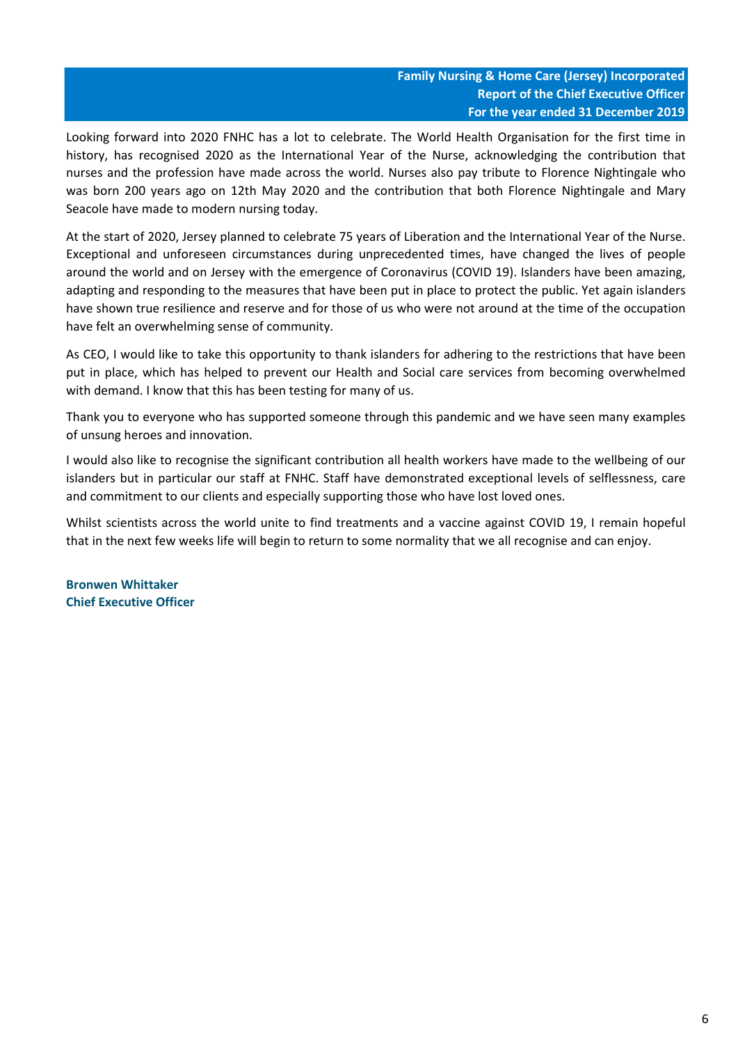**Family Nursing & Home Care (Jersey) Incorporated**
**Report of the Chief Executive Officer**
**For the year ended 31 December 2019**

Looking forward into 2020 FNHC has a lot to celebrate. The World Health Organisation for the first time in history, has recognised 2020 as the International Year of the Nurse, acknowledging the contribution that nurses and the profession have made across the world. Nurses also pay tribute to Florence Nightingale who was born 200 years ago on 12th May 2020 and the contribution that both Florence Nightingale and Mary Seacole have made to modern nursing today.

At the start of 2020, Jersey planned to celebrate 75 years of Liberation and the International Year of the Nurse. Exceptional and unforeseen circumstances during unprecedented times, have changed the lives of people around the world and on Jersey with the emergence of Coronavirus (COVID 19). Islanders have been amazing, adapting and responding to the measures that have been put in place to protect the public. Yet again islanders have shown true resilience and reserve and for those of us who were not around at the time of the occupation have felt an overwhelming sense of community.

As CEO, I would like to take this opportunity to thank islanders for adhering to the restrictions that have been put in place, which has helped to prevent our Health and Social care services from becoming overwhelmed with demand. I know that this has been testing for many of us.

Thank you to everyone who has supported someone through this pandemic and we have seen many examples of unsung heroes and innovation.

I would also like to recognise the significant contribution all health workers have made to the wellbeing of our islanders but in particular our staff at FNHC. Staff have demonstrated exceptional levels of selflessness, care and commitment to our clients and especially supporting those who have lost loved ones.

Whilst scientists across the world unite to find treatments and a vaccine against COVID 19, I remain hopeful that in the next few weeks life will begin to return to some normality that we all recognise and can enjoy.

**Bronwen Whittaker**
**Chief Executive Officer**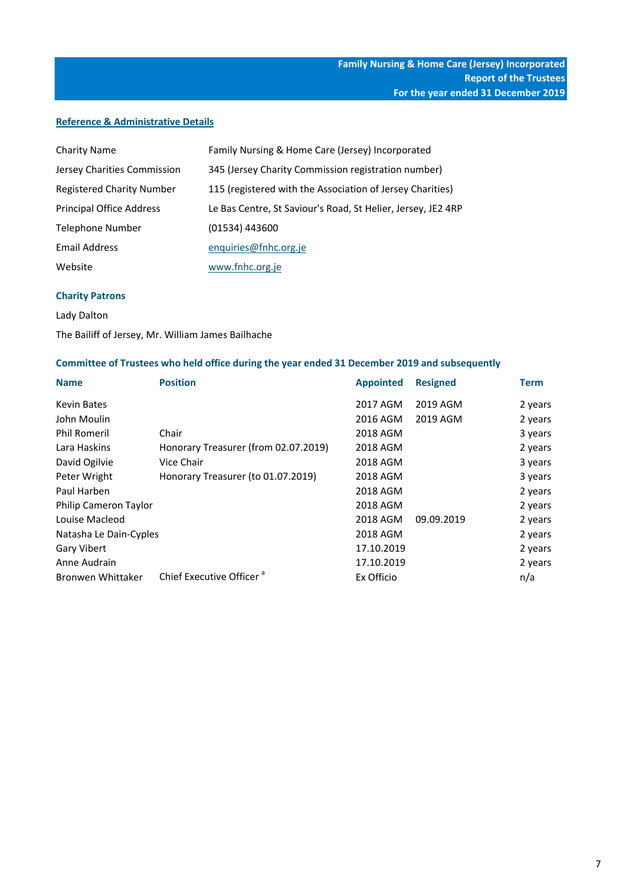## Reference & Administrative Details

| | |
|---|---|
| Charity Name | Family Nursing & Home Care (Jersey) Incorporated |
| Jersey Charities Commission | 345 (Jersey Charity Commission registration number) |
| Registered Charity Number | 115 (registered with the Association of Jersey Charities) |
| Principal Office Address | Le Bas Centre, St Saviour's Road, St Helier, Jersey, JE2 4RP |
| Telephone Number | (01534) 443600 |
| Email Address | enquiries@fnhc.org.je |
| Website | www.fnhc.org.je |

### Charity Patrons

Lady Dalton

The Bailiff of Jersey, Mr. William James Bailhache

### Committee of Trustees who held office during the year ended 31 December 2019 and subsequently

| Name | Position | Appointed | Resigned | Term |
|---|---|---|---|---|
| Kevin Bates | | 2017 AGM | 2019 AGM | 2 years |
| John Moulin | | 2016 AGM | 2019 AGM | 2 years |
| Phil Romeril | Chair | 2018 AGM | | 3 years |
| Lara Haskins | Honorary Treasurer (from 02.07.2019) | 2018 AGM | | 2 years |
| David Ogilvie | Vice Chair | 2018 AGM | | 3 years |
| Peter Wright | Honorary Treasurer (to 01.07.2019) | 2018 AGM | | 3 years |
| Paul Harben | | 2018 AGM | | 2 years |
| Philip Cameron Taylor | | 2018 AGM | | 2 years |
| Louise Macleod | | 2018 AGM | 09.09.2019 | 2 years |
| Natasha Le Dain-Cyples | | 2018 AGM | | 2 years |
| Gary Vibert | | 17.10.2019 | | 2 years |
| Anne Audrain | | 17.10.2019 | | 2 years |
| Bronwen Whittaker | Chief Executive Officer [a] | Ex Officio | | n/a |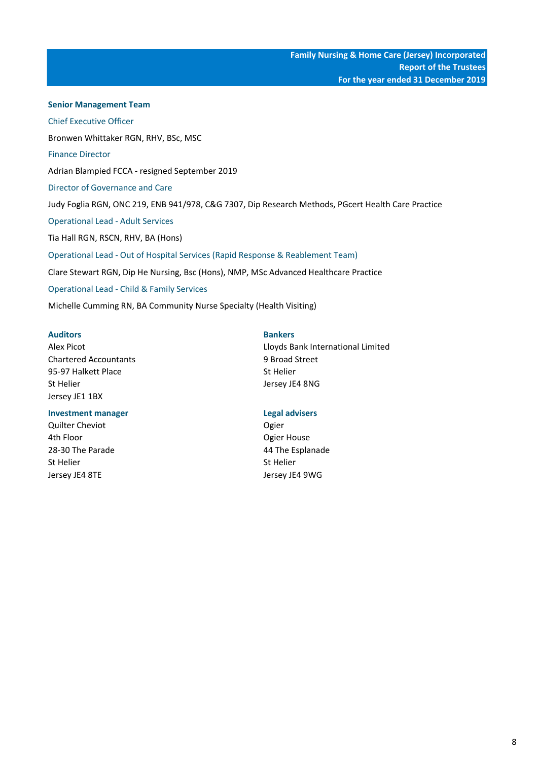## Senior Management Team

### Chief Executive Officer

Bronwen Whittaker RGN, RHV, BSc, MSC

### Finance Director

Adrian Blampied FCCA - resigned September 2019

### Director of Governance and Care

Judy Foglia RGN, ONC 219, ENB 941/978, C&G 7307, Dip Research Methods, PGcert Health Care Practice

### Operational Lead - Adult Services

Tia Hall RGN, RSCN, RHV, BA (Hons)

### Operational Lead - Out of Hospital Services (Rapid Response & Reablement Team)

Clare Stewart RGN, Dip He Nursing, Bsc (Hons), NMP, MSc Advanced Healthcare Practice

### Operational Lead - Child & Family Services

Michelle Cumming RN, BA Community Nurse Specialty (Health Visiting)

**Auditors**
Alex Picot
Chartered Accountants
95-97 Halkett Place
St Helier
Jersey JE1 1BX

**Bankers**
Lloyds Bank International Limited
9 Broad Street
St Helier
Jersey JE4 8NG

**Investment manager**
Quilter Cheviot
4th Floor
28-30 The Parade
St Helier
Jersey JE4 8TE

**Legal advisers**
Ogier
Ogier House
44 The Esplanade
St Helier
Jersey JE4 9WG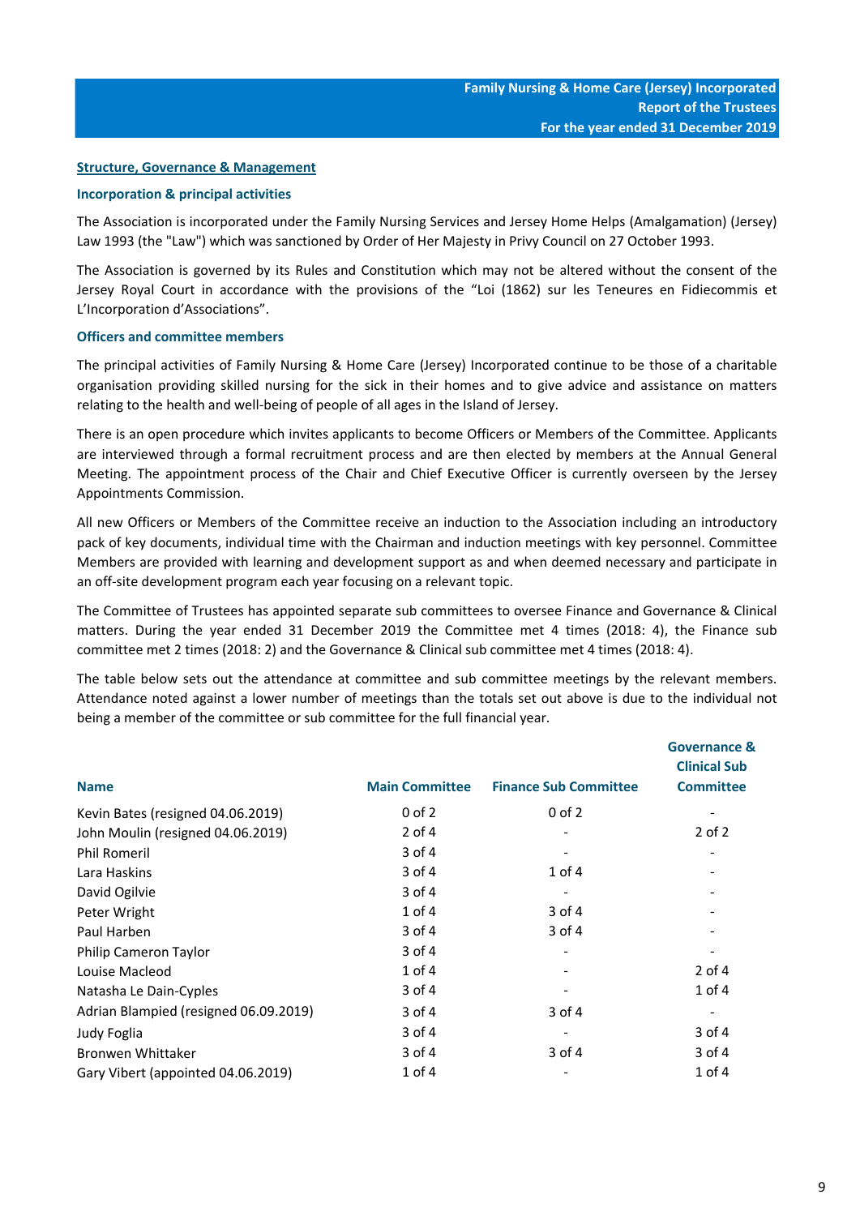## Structure, Governance & Management

### Incorporation & principal activities

The Association is incorporated under the Family Nursing Services and Jersey Home Helps (Amalgamation) (Jersey) Law 1993 (the "Law") which was sanctioned by Order of Her Majesty in Privy Council on 27 October 1993.

The Association is governed by its Rules and Constitution which may not be altered without the consent of the Jersey Royal Court in accordance with the provisions of the "Loi (1862) sur les Teneures en Fidiecommis et L'Incorporation d'Associations".

### Officers and committee members

The principal activities of Family Nursing & Home Care (Jersey) Incorporated continue to be those of a charitable organisation providing skilled nursing for the sick in their homes and to give advice and assistance on matters relating to the health and well-being of people of all ages in the Island of Jersey.

There is an open procedure which invites applicants to become Officers or Members of the Committee. Applicants are interviewed through a formal recruitment process and are then elected by members at the Annual General Meeting. The appointment process of the Chair and Chief Executive Officer is currently overseen by the Jersey Appointments Commission.

All new Officers or Members of the Committee receive an induction to the Association including an introductory pack of key documents, individual time with the Chairman and induction meetings with key personnel. Committee Members are provided with learning and development support as and when deemed necessary and participate in an off-site development program each year focusing on a relevant topic.

The Committee of Trustees has appointed separate sub committees to oversee Finance and Governance & Clinical matters. During the year ended 31 December 2019 the Committee met 4 times (2018: 4), the Finance sub committee met 2 times (2018: 2) and the Governance & Clinical sub committee met 4 times (2018: 4).

The table below sets out the attendance at committee and sub committee meetings by the relevant members. Attendance noted against a lower number of meetings than the totals set out above is due to the individual not being a member of the committee or sub committee for the full financial year.

| Name | Main Committee | Finance Sub Committee | Governance & Clinical Sub Committee |
|---|---|---|---|
| Kevin Bates (resigned 04.06.2019) | 0 of 2 | 0 of 2 | - |
| John Moulin (resigned 04.06.2019) | 2 of 4 | - | 2 of 2 |
| Phil Romeril | 3 of 4 | - | - |
| Lara Haskins | 3 of 4 | 1 of 4 | - |
| David Ogilvie | 3 of 4 | - | - |
| Peter Wright | 1 of 4 | 3 of 4 | - |
| Paul Harben | 3 of 4 | 3 of 4 | - |
| Philip Cameron Taylor | 3 of 4 | - | - |
| Louise Macleod | 1 of 4 | - | 2 of 4 |
| Natasha Le Dain-Cyples | 3 of 4 | - | 1 of 4 |
| Adrian Blampied (resigned 06.09.2019) | 3 of 4 | 3 of 4 | - |
| Judy Foglia | 3 of 4 | - | 3 of 4 |
| Bronwen Whittaker | 3 of 4 | 3 of 4 | 3 of 4 |
| Gary Vibert (appointed 04.06.2019) | 1 of 4 | - | 1 of 4 |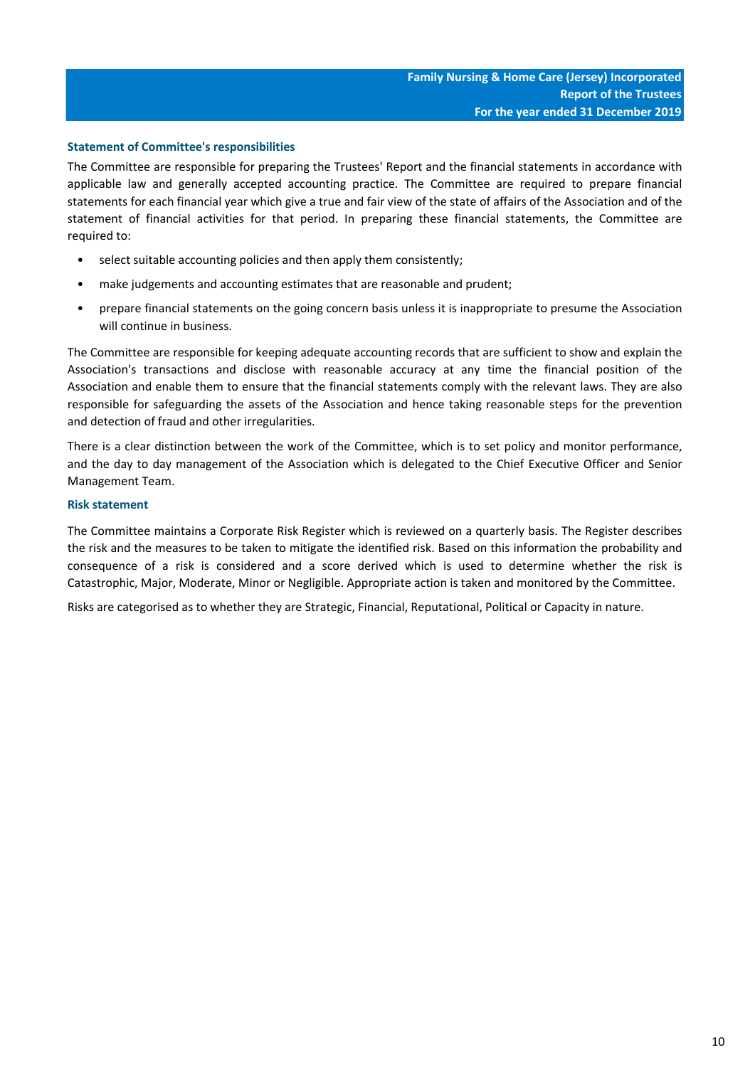### Statement of Committee's responsibilities

The Committee are responsible for preparing the Trustees' Report and the financial statements in accordance with applicable law and generally accepted accounting practice. The Committee are required to prepare financial statements for each financial year which give a true and fair view of the state of affairs of the Association and of the statement of financial activities for that period. In preparing these financial statements, the Committee are required to:

- select suitable accounting policies and then apply them consistently;
- make judgements and accounting estimates that are reasonable and prudent;
- prepare financial statements on the going concern basis unless it is inappropriate to presume the Association will continue in business.

The Committee are responsible for keeping adequate accounting records that are sufficient to show and explain the Association's transactions and disclose with reasonable accuracy at any time the financial position of the Association and enable them to ensure that the financial statements comply with the relevant laws. They are also responsible for safeguarding the assets of the Association and hence taking reasonable steps for the prevention and detection of fraud and other irregularities.

There is a clear distinction between the work of the Committee, which is to set policy and monitor performance, and the day to day management of the Association which is delegated to the Chief Executive Officer and Senior Management Team.

### Risk statement

The Committee maintains a Corporate Risk Register which is reviewed on a quarterly basis. The Register describes the risk and the measures to be taken to mitigate the identified risk. Based on this information the probability and consequence of a risk is considered and a score derived which is used to determine whether the risk is Catastrophic, Major, Moderate, Minor or Negligible. Appropriate action is taken and monitored by the Committee.

Risks are categorised as to whether they are Strategic, Financial, Reputational, Political or Capacity in nature.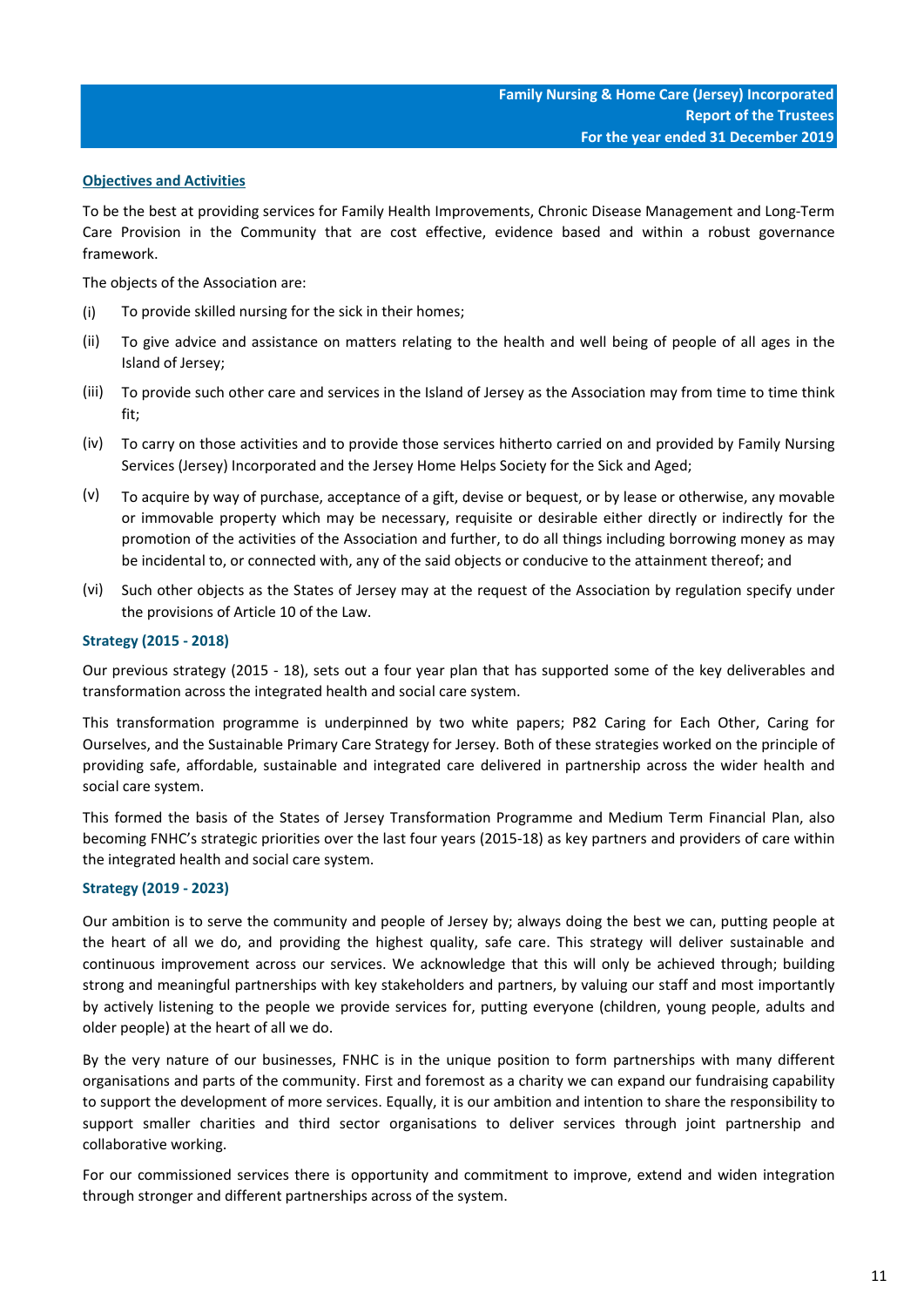## Objectives and Activities

To be the best at providing services for Family Health Improvements, Chronic Disease Management and Long-Term Care Provision in the Community that are cost effective, evidence based and within a robust governance framework.

The objects of the Association are:

(i) To provide skilled nursing for the sick in their homes;

(ii) To give advice and assistance on matters relating to the health and well being of people of all ages in the Island of Jersey;

(iii) To provide such other care and services in the Island of Jersey as the Association may from time to time think fit;

(iv) To carry on those activities and to provide those services hitherto carried on and provided by Family Nursing Services (Jersey) Incorporated and the Jersey Home Helps Society for the Sick and Aged;

(v) To acquire by way of purchase, acceptance of a gift, devise or bequest, or by lease or otherwise, any movable or immovable property which may be necessary, requisite or desirable either directly or indirectly for the promotion of the activities of the Association and further, to do all things including borrowing money as may be incidental to, or connected with, any of the said objects or conducive to the attainment thereof; and

(vi) Such other objects as the States of Jersey may at the request of the Association by regulation specify under the provisions of Article 10 of the Law.

### Strategy (2015 - 2018)

Our previous strategy (2015 - 18), sets out a four year plan that has supported some of the key deliverables and transformation across the integrated health and social care system.

This transformation programme is underpinned by two white papers; P82 Caring for Each Other, Caring for Ourselves, and the Sustainable Primary Care Strategy for Jersey. Both of these strategies worked on the principle of providing safe, affordable, sustainable and integrated care delivered in partnership across the wider health and social care system.

This formed the basis of the States of Jersey Transformation Programme and Medium Term Financial Plan, also becoming FNHC's strategic priorities over the last four years (2015-18) as key partners and providers of care within the integrated health and social care system.

### Strategy (2019 - 2023)

Our ambition is to serve the community and people of Jersey by; always doing the best we can, putting people at the heart of all we do, and providing the highest quality, safe care. This strategy will deliver sustainable and continuous improvement across our services. We acknowledge that this will only be achieved through; building strong and meaningful partnerships with key stakeholders and partners, by valuing our staff and most importantly by actively listening to the people we provide services for, putting everyone (children, young people, adults and older people) at the heart of all we do.

By the very nature of our businesses, FNHC is in the unique position to form partnerships with many different organisations and parts of the community. First and foremost as a charity we can expand our fundraising capability to support the development of more services. Equally, it is our ambition and intention to share the responsibility to support smaller charities and third sector organisations to deliver services through joint partnership and collaborative working.

For our commissioned services there is opportunity and commitment to improve, extend and widen integration through stronger and different partnerships across of the system.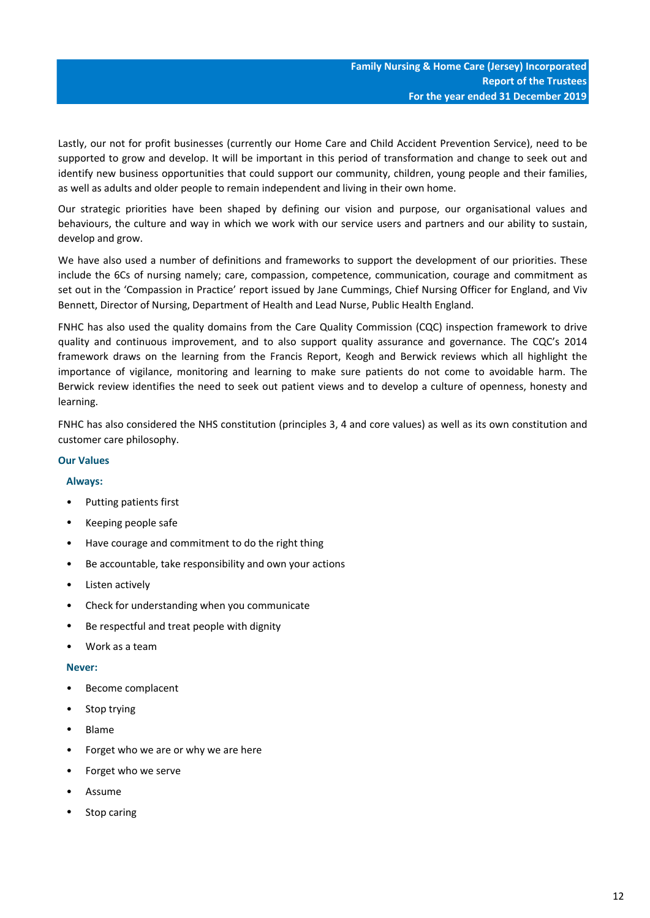Lastly, our not for profit businesses (currently our Home Care and Child Accident Prevention Service), need to be supported to grow and develop. It will be important in this period of transformation and change to seek out and identify new business opportunities that could support our community, children, young people and their families, as well as adults and older people to remain independent and living in their own home.

Our strategic priorities have been shaped by defining our vision and purpose, our organisational values and behaviours, the culture and way in which we work with our service users and partners and our ability to sustain, develop and grow.

We have also used a number of definitions and frameworks to support the development of our priorities. These include the 6Cs of nursing namely; care, compassion, competence, communication, courage and commitment as set out in the 'Compassion in Practice' report issued by Jane Cummings, Chief Nursing Officer for England, and Viv Bennett, Director of Nursing, Department of Health and Lead Nurse, Public Health England.

FNHC has also used the quality domains from the Care Quality Commission (CQC) inspection framework to drive quality and continuous improvement, and to also support quality assurance and governance. The CQC's 2014 framework draws on the learning from the Francis Report, Keogh and Berwick reviews which all highlight the importance of vigilance, monitoring and learning to make sure patients do not come to avoidable harm. The Berwick review identifies the need to seek out patient views and to develop a culture of openness, honesty and learning.

FNHC has also considered the NHS constitution (principles 3, 4 and core values) as well as its own constitution and customer care philosophy.

### Our Values

#### Always:

- Putting patients first
- Keeping people safe
- Have courage and commitment to do the right thing
- Be accountable, take responsibility and own your actions
- Listen actively
- Check for understanding when you communicate
- Be respectful and treat people with dignity
- Work as a team

#### Never:

- Become complacent
- Stop trying
- Blame
- Forget who we are or why we are here
- Forget who we serve
- Assume
- Stop caring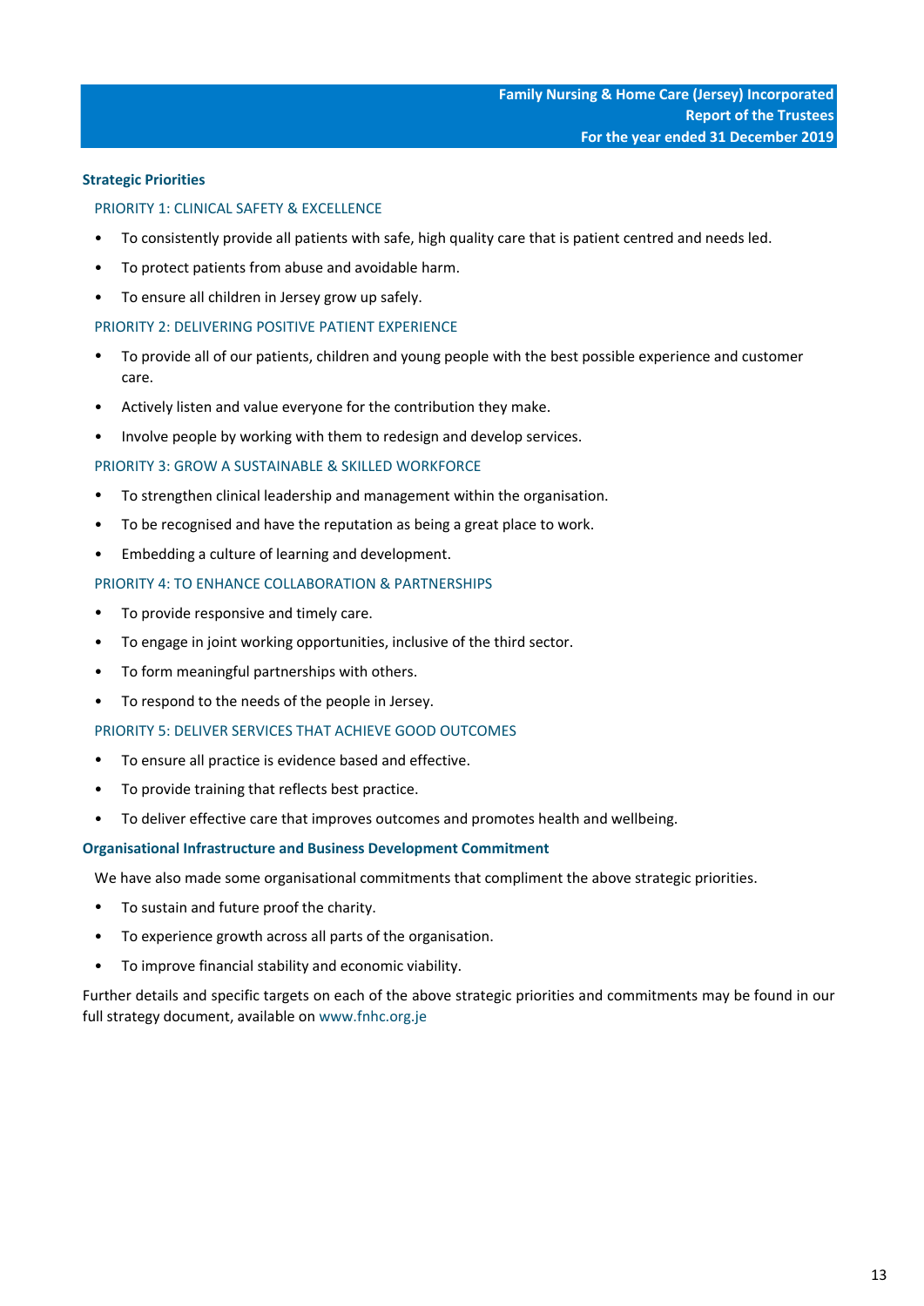## Strategic Priorities

### PRIORITY 1: CLINICAL SAFETY & EXCELLENCE

- To consistently provide all patients with safe, high quality care that is patient centred and needs led.
- To protect patients from abuse and avoidable harm.
- To ensure all children in Jersey grow up safely.

### PRIORITY 2: DELIVERING POSITIVE PATIENT EXPERIENCE

- To provide all of our patients, children and young people with the best possible experience and customer care.
- Actively listen and value everyone for the contribution they make.
- Involve people by working with them to redesign and develop services.

### PRIORITY 3: GROW A SUSTAINABLE & SKILLED WORKFORCE

- To strengthen clinical leadership and management within the organisation.
- To be recognised and have the reputation as being a great place to work.
- Embedding a culture of learning and development.

### PRIORITY 4: TO ENHANCE COLLABORATION & PARTNERSHIPS

- To provide responsive and timely care.
- To engage in joint working opportunities, inclusive of the third sector.
- To form meaningful partnerships with others.
- To respond to the needs of the people in Jersey.

### PRIORITY 5: DELIVER SERVICES THAT ACHIEVE GOOD OUTCOMES

- To ensure all practice is evidence based and effective.
- To provide training that reflects best practice.
- To deliver effective care that improves outcomes and promotes health and wellbeing.

## Organisational Infrastructure and Business Development Commitment

We have also made some organisational commitments that compliment the above strategic priorities.

- To sustain and future proof the charity.
- To experience growth across all parts of the organisation.
- To improve financial stability and economic viability.

Further details and specific targets on each of the above strategic priorities and commitments may be found in our full strategy document, available on www.fnhc.org.je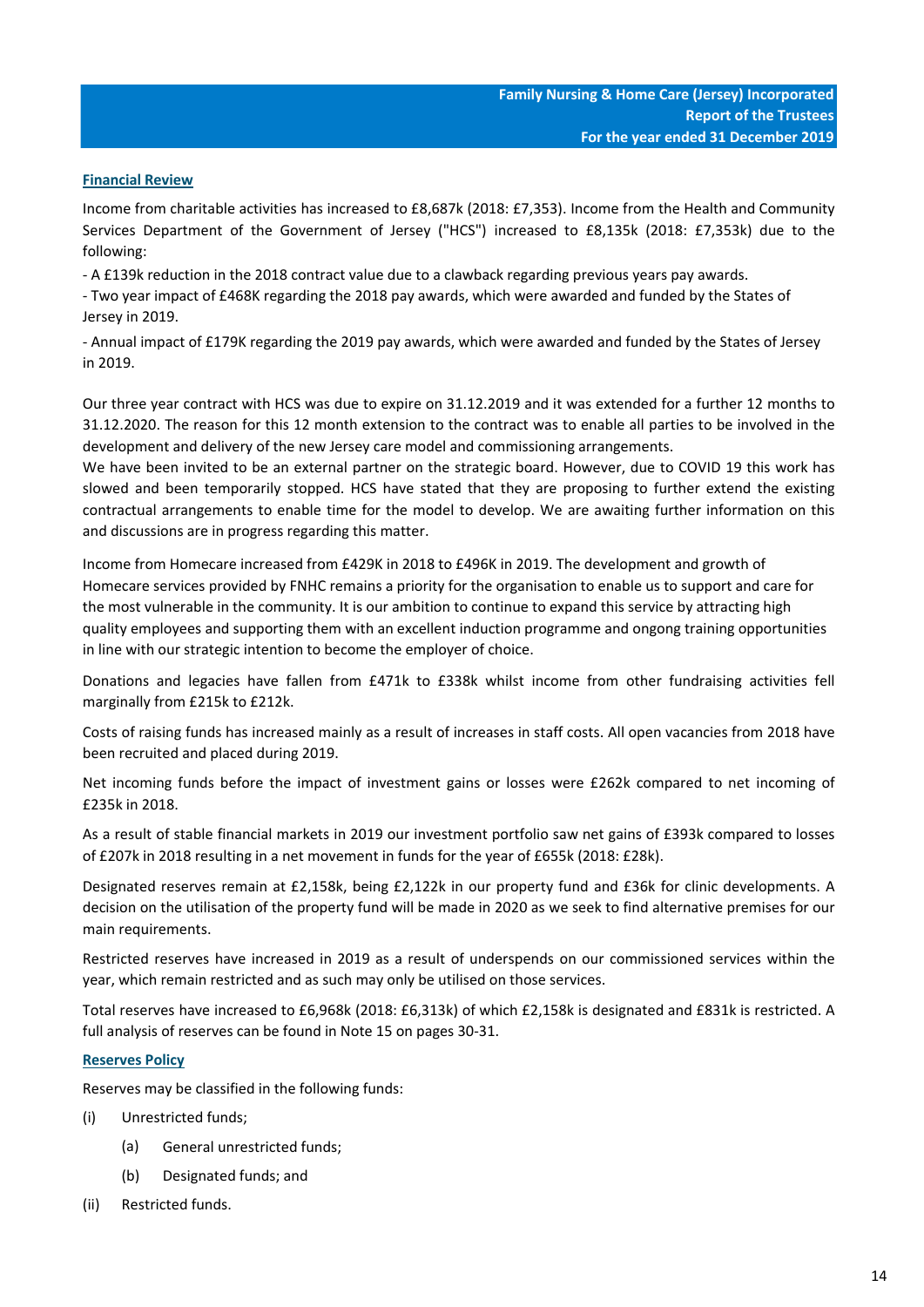## Financial Review

Income from charitable activities has increased to £8,687k (2018: £7,353). Income from the Health and Community Services Department of the Government of Jersey ("HCS") increased to £8,135k (2018: £7,353k) due to the following:

- A £139k reduction in the 2018 contract value due to a clawback regarding previous years pay awards.
- Two year impact of £468K regarding the 2018 pay awards, which were awarded and funded by the States of Jersey in 2019.
- Annual impact of £179K regarding the 2019 pay awards, which were awarded and funded by the States of Jersey in 2019.

Our three year contract with HCS was due to expire on 31.12.2019 and it was extended for a further 12 months to 31.12.2020. The reason for this 12 month extension to the contract was to enable all parties to be involved in the development and delivery of the new Jersey care model and commissioning arrangements.
We have been invited to be an external partner on the strategic board. However, due to COVID 19 this work has slowed and been temporarily stopped. HCS have stated that they are proposing to further extend the existing contractual arrangements to enable time for the model to develop. We are awaiting further information on this and discussions are in progress regarding this matter.

Income from Homecare increased from £429K in 2018 to £496K in 2019. The development and growth of Homecare services provided by FNHC remains a priority for the organisation to enable us to support and care for the most vulnerable in the community. It is our ambition to continue to expand this service by attracting high quality employees and supporting them with an excellent induction programme and ongong training opportunities in line with our strategic intention to become the employer of choice.

Donations and legacies have fallen from £471k to £338k whilst income from other fundraising activities fell marginally from £215k to £212k.

Costs of raising funds has increased mainly as a result of increases in staff costs. All open vacancies from 2018 have been recruited and placed during 2019.

Net incoming funds before the impact of investment gains or losses were £262k compared to net incoming of £235k in 2018.

As a result of stable financial markets in 2019 our investment portfolio saw net gains of £393k compared to losses of £207k in 2018 resulting in a net movement in funds for the year of £655k (2018: £28k).

Designated reserves remain at £2,158k, being £2,122k in our property fund and £36k for clinic developments. A decision on the utilisation of the property fund will be made in 2020 as we seek to find alternative premises for our main requirements.

Restricted reserves have increased in 2019 as a result of underspends on our commissioned services within the year, which remain restricted and as such may only be utilised on those services.

Total reserves have increased to £6,968k (2018: £6,313k) of which £2,158k is designated and £831k is restricted. A full analysis of reserves can be found in Note 15 on pages 30-31.

## Reserves Policy

Reserves may be classified in the following funds:

(i) Unrestricted funds;
   (a) General unrestricted funds;
   (b) Designated funds; and
(ii) Restricted funds.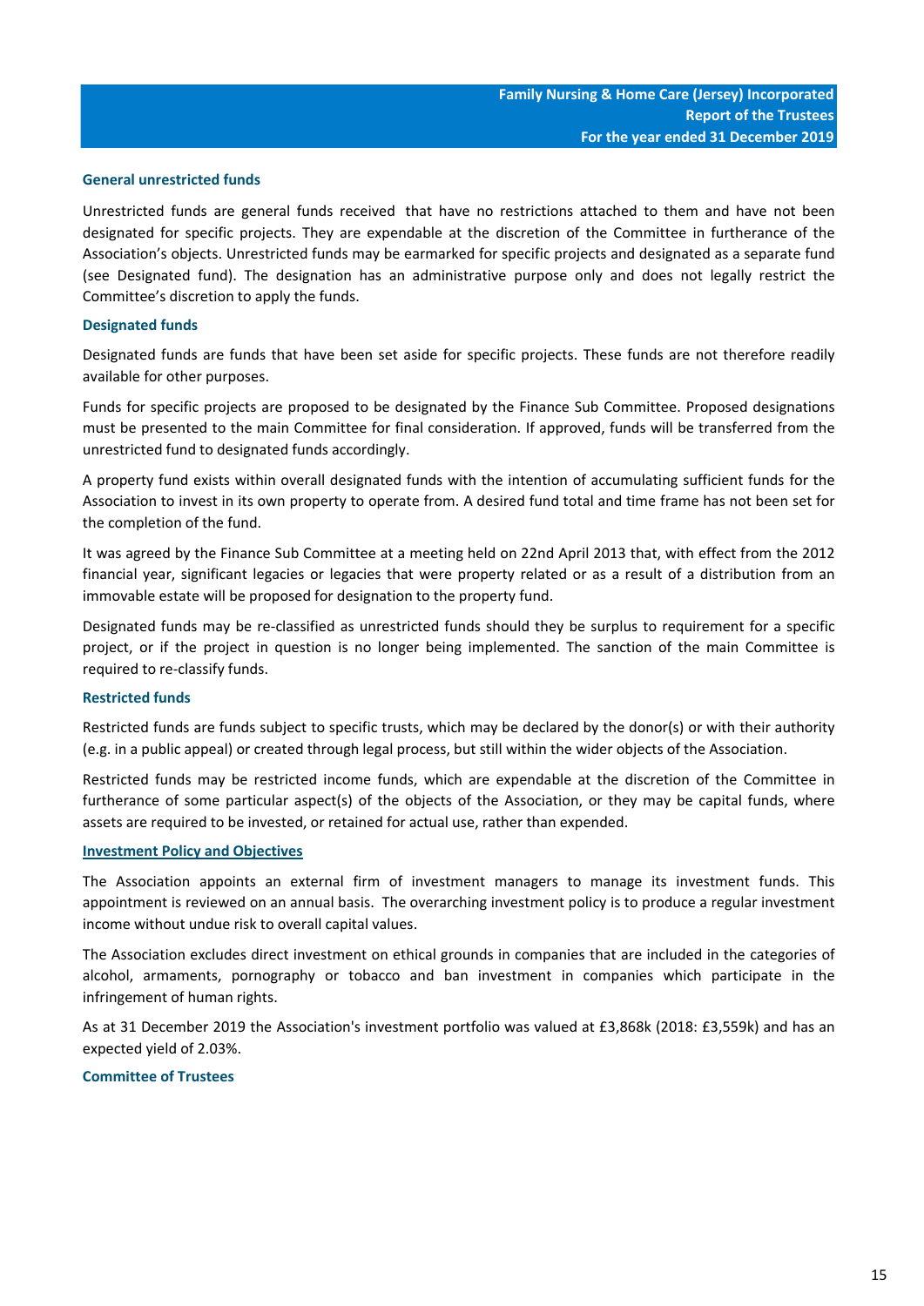### General unrestricted funds

Unrestricted funds are general funds received that have no restrictions attached to them and have not been designated for specific projects. They are expendable at the discretion of the Committee in furtherance of the Association's objects. Unrestricted funds may be earmarked for specific projects and designated as a separate fund (see Designated fund). The designation has an administrative purpose only and does not legally restrict the Committee's discretion to apply the funds.

### Designated funds

Designated funds are funds that have been set aside for specific projects. These funds are not therefore readily available for other purposes.

Funds for specific projects are proposed to be designated by the Finance Sub Committee. Proposed designations must be presented to the main Committee for final consideration. If approved, funds will be transferred from the unrestricted fund to designated funds accordingly.

A property fund exists within overall designated funds with the intention of accumulating sufficient funds for the Association to invest in its own property to operate from. A desired fund total and time frame has not been set for the completion of the fund.

It was agreed by the Finance Sub Committee at a meeting held on 22nd April 2013 that, with effect from the 2012 financial year, significant legacies or legacies that were property related or as a result of a distribution from an immovable estate will be proposed for designation to the property fund.

Designated funds may be re-classified as unrestricted funds should they be surplus to requirement for a specific project, or if the project in question is no longer being implemented. The sanction of the main Committee is required to re-classify funds.

### Restricted funds

Restricted funds are funds subject to specific trusts, which may be declared by the donor(s) or with their authority (e.g. in a public appeal) or created through legal process, but still within the wider objects of the Association.

Restricted funds may be restricted income funds, which are expendable at the discretion of the Committee in furtherance of some particular aspect(s) of the objects of the Association, or they may be capital funds, where assets are required to be invested, or retained for actual use, rather than expended.

### Investment Policy and Objectives

The Association appoints an external firm of investment managers to manage its investment funds. This appointment is reviewed on an annual basis. The overarching investment policy is to produce a regular investment income without undue risk to overall capital values.

The Association excludes direct investment on ethical grounds in companies that are included in the categories of alcohol, armaments, pornography or tobacco and ban investment in companies which participate in the infringement of human rights.

As at 31 December 2019 the Association's investment portfolio was valued at £3,868k (2018: £3,559k) and has an expected yield of 2.03%.

### Committee of Trustees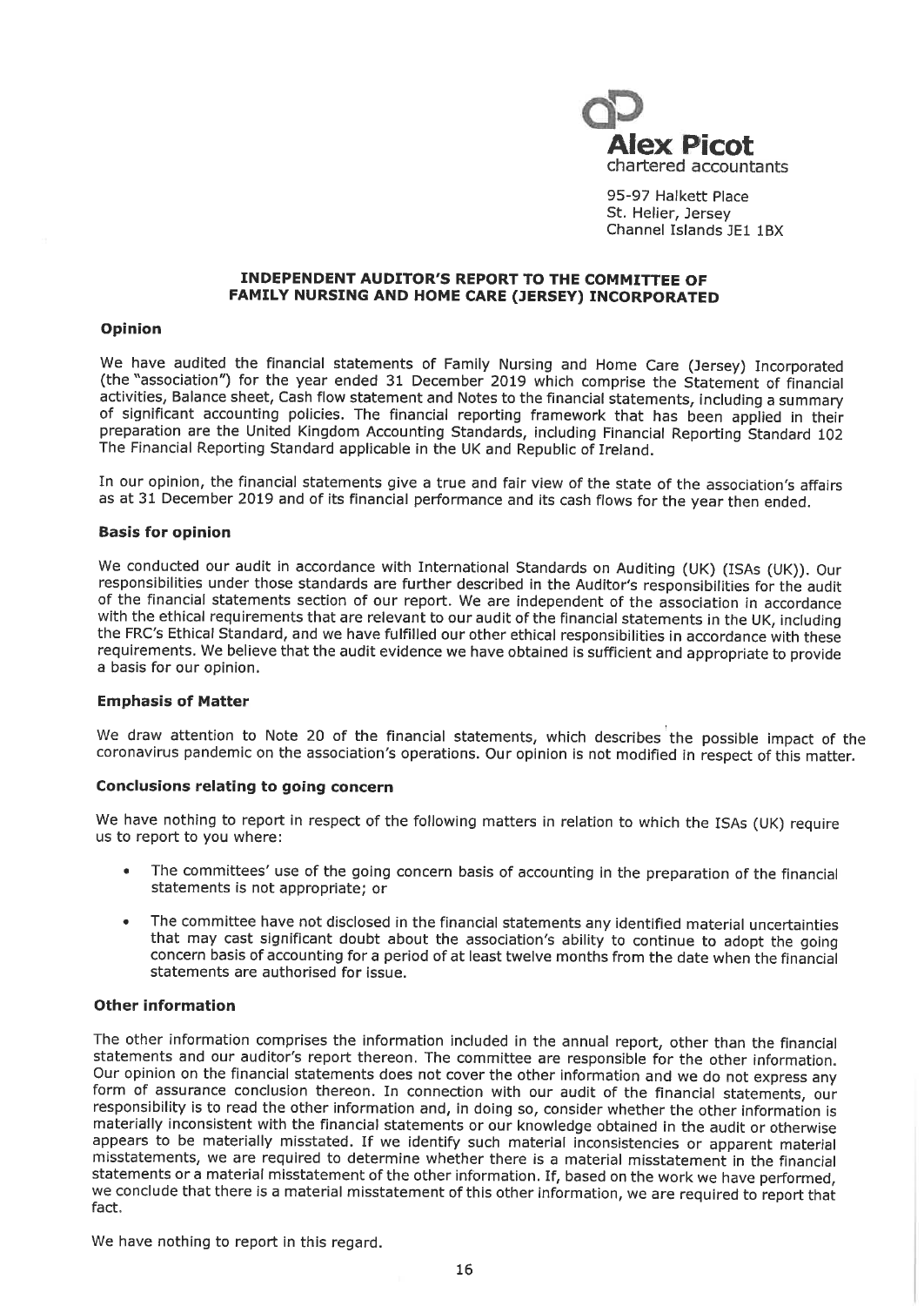**Alex Picot**
chartered accountants

95-97 Halkett Place
St. Helier, Jersey
Channel Islands JE1 1BX

## INDEPENDENT AUDITOR'S REPORT TO THE COMMITTEE OF FAMILY NURSING AND HOME CARE (JERSEY) INCORPORATED

### Opinion

We have audited the financial statements of Family Nursing and Home Care (Jersey) Incorporated (the "association") for the year ended 31 December 2019 which comprise the Statement of financial activities, Balance sheet, Cash flow statement and Notes to the financial statements, including a summary of significant accounting policies. The financial reporting framework that has been applied in their preparation are the United Kingdom Accounting Standards, including Financial Reporting Standard 102 The Financial Reporting Standard applicable in the UK and Republic of Ireland.

In our opinion, the financial statements give a true and fair view of the state of the association's affairs as at 31 December 2019 and of its financial performance and its cash flows for the year then ended.

### Basis for opinion

We conducted our audit in accordance with International Standards on Auditing (UK) (ISAs (UK)). Our responsibilities under those standards are further described in the Auditor's responsibilities for the audit of the financial statements section of our report. We are independent of the association in accordance with the ethical requirements that are relevant to our audit of the financial statements in the UK, including the FRC's Ethical Standard, and we have fulfilled our other ethical responsibilities in accordance with these requirements. We believe that the audit evidence we have obtained is sufficient and appropriate to provide a basis for our opinion.

### Emphasis of Matter

We draw attention to Note 20 of the financial statements, which describes the possible impact of the coronavirus pandemic on the association's operations. Our opinion is not modified in respect of this matter.

### Conclusions relating to going concern

We have nothing to report in respect of the following matters in relation to which the ISAs (UK) require us to report to you where:

- The committees' use of the going concern basis of accounting in the preparation of the financial statements is not appropriate; or
- The committee have not disclosed in the financial statements any identified material uncertainties that may cast significant doubt about the association's ability to continue to adopt the going concern basis of accounting for a period of at least twelve months from the date when the financial statements are authorised for issue.

### Other information

The other information comprises the information included in the annual report, other than the financial statements and our auditor's report thereon. The committee are responsible for the other information. Our opinion on the financial statements does not cover the other information and we do not express any form of assurance conclusion thereon. In connection with our audit of the financial statements, our responsibility is to read the other information and, in doing so, consider whether the other information is materially inconsistent with the financial statements or our knowledge obtained in the audit or otherwise appears to be materially misstated. If we identify such material inconsistencies or apparent material misstatements, we are required to determine whether there is a material misstatement in the financial statements or a material misstatement of the other information. If, based on the work we have performed, we conclude that there is a material misstatement of this other information, we are required to report that fact.

We have nothing to report in this regard.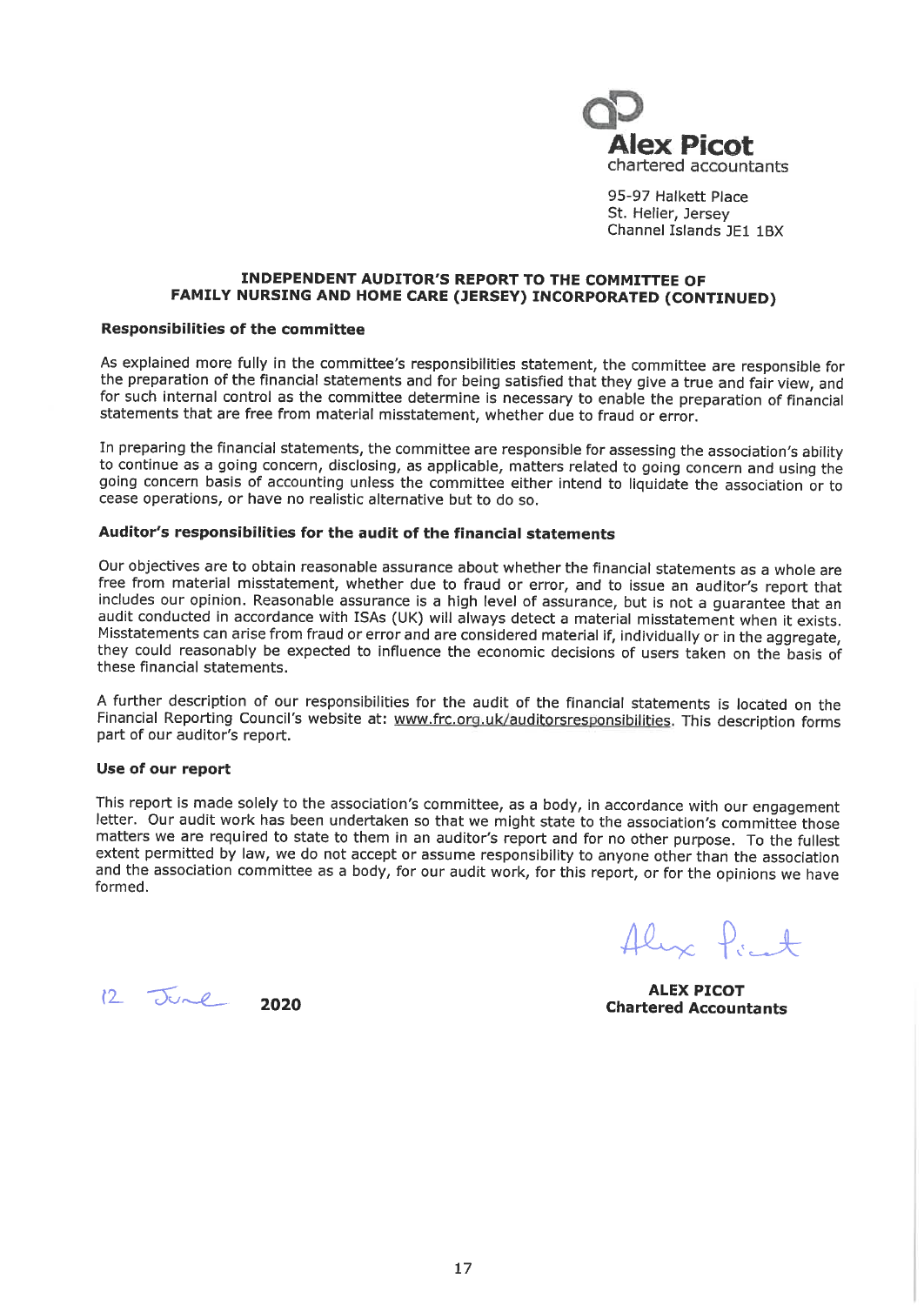**Alex Picot**
chartered accountants

95-97 Halkett Place
St. Helier, Jersey
Channel Islands JE1 1BX

## INDEPENDENT AUDITOR'S REPORT TO THE COMMITTEE OF FAMILY NURSING AND HOME CARE (JERSEY) INCORPORATED (CONTINUED)

### Responsibilities of the committee

As explained more fully in the committee's responsibilities statement, the committee are responsible for the preparation of the financial statements and for being satisfied that they give a true and fair view, and for such internal control as the committee determine is necessary to enable the preparation of financial statements that are free from material misstatement, whether due to fraud or error.

In preparing the financial statements, the committee are responsible for assessing the association's ability to continue as a going concern, disclosing, as applicable, matters related to going concern and using the going concern basis of accounting unless the committee either intend to liquidate the association or to cease operations, or have no realistic alternative but to do so.

### Auditor's responsibilities for the audit of the financial statements

Our objectives are to obtain reasonable assurance about whether the financial statements as a whole are free from material misstatement, whether due to fraud or error, and to issue an auditor's report that includes our opinion. Reasonable assurance is a high level of assurance, but is not a guarantee that an audit conducted in accordance with ISAs (UK) will always detect a material misstatement when it exists. Misstatements can arise from fraud or error and are considered material if, individually or in the aggregate, they could reasonably be expected to influence the economic decisions of users taken on the basis of these financial statements.

A further description of our responsibilities for the audit of the financial statements is located on the Financial Reporting Council's website at: www.frc.org.uk/auditorsresponsibilities. This description forms part of our auditor's report.

### Use of our report

This report is made solely to the association's committee, as a body, in accordance with our engagement letter. Our audit work has been undertaken so that we might state to the association's committee those matters we are required to state to them in an auditor's report and for no other purpose. To the fullest extent permitted by law, we do not accept or assume responsibility to anyone other than the association and the association committee as a body, for our audit work, for this report, or for the opinions we have formed.

Alex Picot

12 June 2020

**ALEX PICOT**
**Chartered Accountants**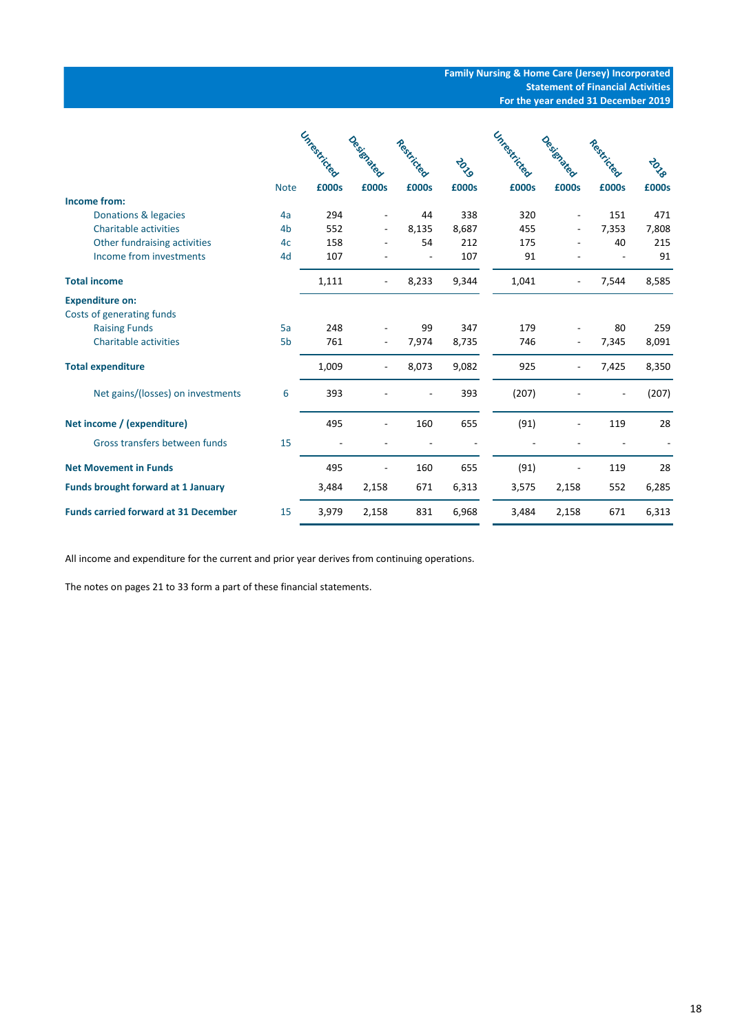**Family Nursing & Home Care (Jersey) Incorporated**
**Statement of Financial Activities**
**For the year ended 31 December 2019**

| | Note | Unrestricted £000s | Designated £000s | Restricted £000s | 2019 £000s | Unrestricted £000s | Designated £000s | Restricted £000s | 2018 £000s |
|---|---|---|---|---|---|---|---|---|---|
| **Income from:** | | | | | | | | | |
| Donations & legacies | 4a | 294 | - | 44 | 338 | 320 | - | 151 | 471 |
| Charitable activities | 4b | 552 | - | 8,135 | 8,687 | 455 | - | 7,353 | 7,808 |
| Other fundraising activities | 4c | 158 | - | 54 | 212 | 175 | - | 40 | 215 |
| Income from investments | 4d | 107 | - | - | 107 | 91 | - | - | 91 |
| **Total income** | | 1,111 | - | 8,233 | 9,344 | 1,041 | - | 7,544 | 8,585 |
| **Expenditure on:** | | | | | | | | | |
| Costs of generating funds | | | | | | | | | |
| Raising Funds | 5a | 248 | - | 99 | 347 | 179 | - | 80 | 259 |
| Charitable activities | 5b | 761 | - | 7,974 | 8,735 | 746 | - | 7,345 | 8,091 |
| **Total expenditure** | | 1,009 | - | 8,073 | 9,082 | 925 | - | 7,425 | 8,350 |
| Net gains/(losses) on investments | 6 | 393 | - | - | 393 | (207) | - | - | (207) |
| **Net income / (expenditure)** | | 495 | - | 160 | 655 | (91) | - | 119 | 28 |
| Gross transfers between funds | 15 | - | - | - | - | - | - | - | - |
| **Net Movement in Funds** | | 495 | - | 160 | 655 | (91) | - | 119 | 28 |
| **Funds brought forward at 1 January** | | 3,484 | 2,158 | 671 | 6,313 | 3,575 | 2,158 | 552 | 6,285 |
| **Funds carried forward at 31 December** | 15 | 3,979 | 2,158 | 831 | 6,968 | 3,484 | 2,158 | 671 | 6,313 |

All income and expenditure for the current and prior year derives from continuing operations.

The notes on pages 21 to 33 form a part of these financial statements.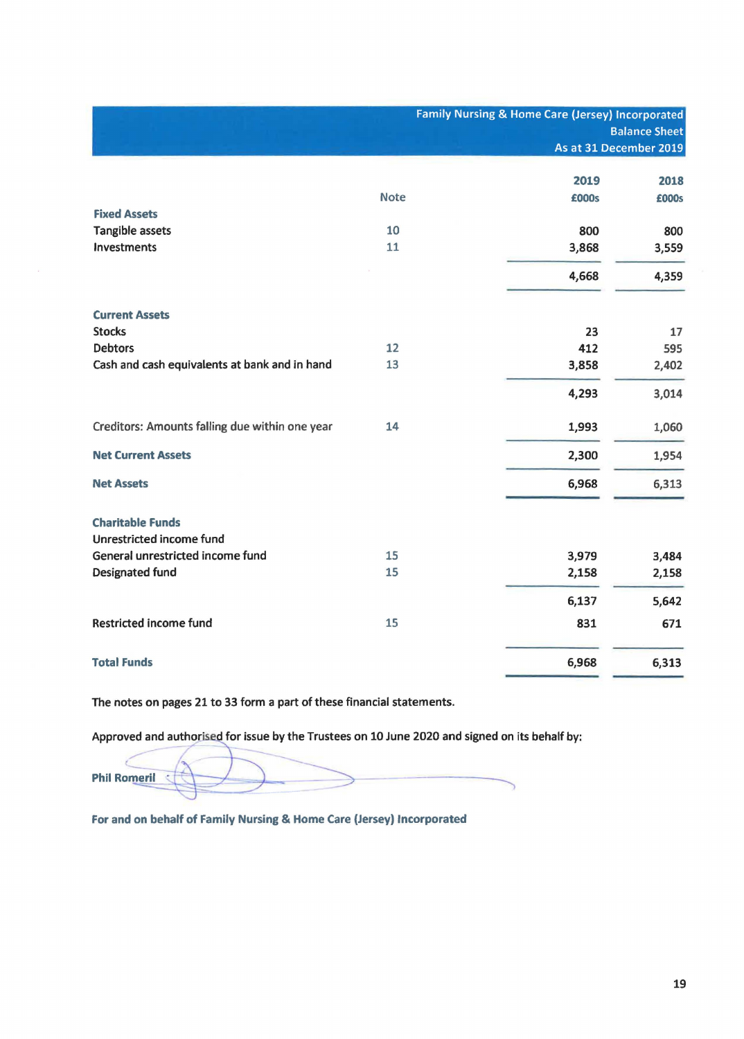## Family Nursing & Home Care (Jersey) Incorporated
## Balance Sheet
## As at 31 December 2019

| | Note | 2019 £000s | 2018 £000s |
|---|---|---|---|
| **Fixed Assets** | | | |
| Tangible assets | 10 | 800 | 800 |
| Investments | 11 | 3,868 | 3,559 |
| | | 4,668 | 4,359 |
| **Current Assets** | | | |
| Stocks | | 23 | 17 |
| Debtors | 12 | 412 | 595 |
| Cash and cash equivalents at bank and in hand | 13 | 3,858 | 2,402 |
| | | 4,293 | 3,014 |
| Creditors: Amounts falling due within one year | 14 | 1,993 | 1,060 |
| **Net Current Assets** | | 2,300 | 1,954 |
| **Net Assets** | | 6,968 | 6,313 |
| **Charitable Funds** | | | |
| Unrestricted income fund | | | |
| General unrestricted income fund | 15 | 3,979 | 3,484 |
| Designated fund | 15 | 2,158 | 2,158 |
| | | 6,137 | 5,642 |
| Restricted income fund | 15 | 831 | 671 |
| **Total Funds** | | 6,968 | 6,313 |

The notes on pages 21 to 33 form a part of these financial statements.

Approved and authorised for issue by the Trustees on 10 June 2020 and signed on its behalf by:

**Phil Romeril**

**For and on behalf of Family Nursing & Home Care (Jersey) Incorporated**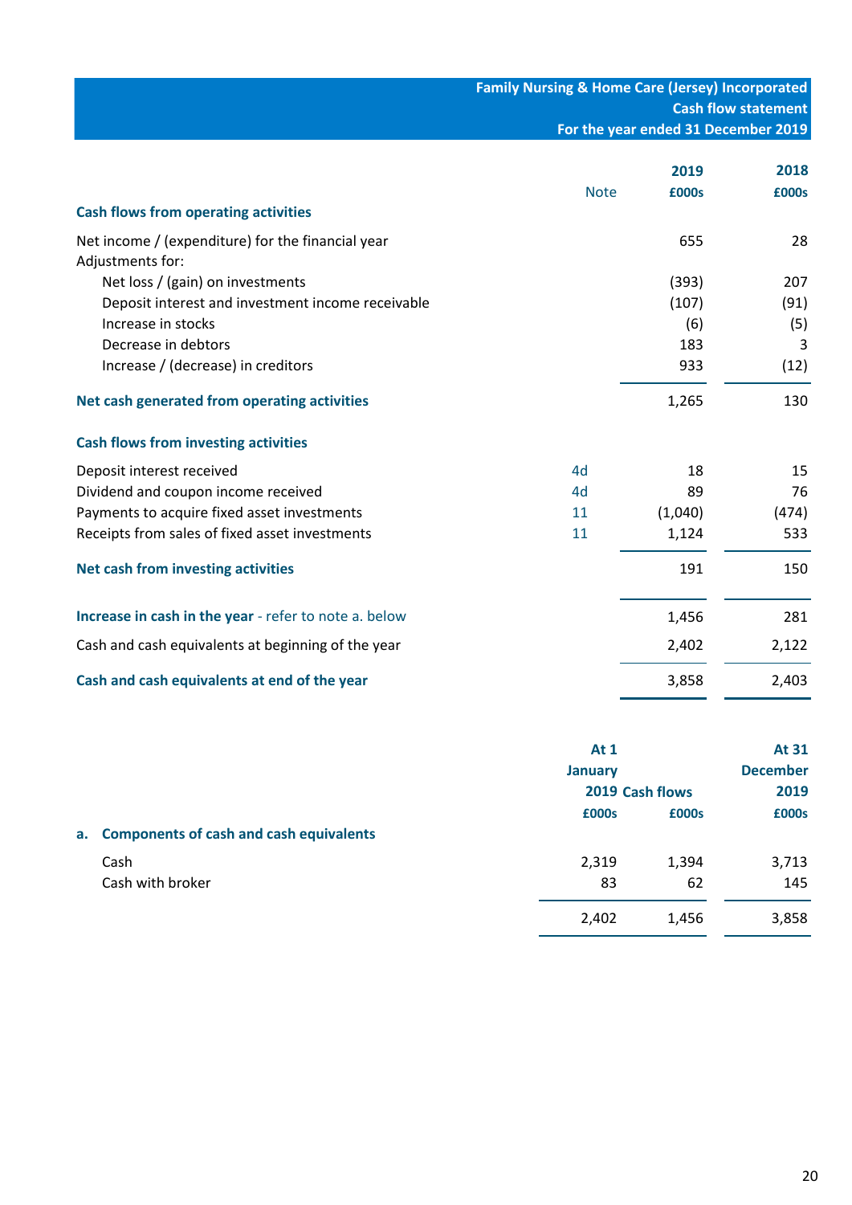**Family Nursing & Home Care (Jersey) Incorporated**
**Cash flow statement**
**For the year ended 31 December 2019**

| | Note | 2019 £000s | 2018 £000s |
|---|---|---|---|
| **Cash flows from operating activities** | | | |
| Net income / (expenditure) for the financial year | | 655 | 28 |
| Adjustments for: | | | |
| Net loss / (gain) on investments | | (393) | 207 |
| Deposit interest and investment income receivable | | (107) | (91) |
| Increase in stocks | | (6) | (5) |
| Decrease in debtors | | 183 | 3 |
| Increase / (decrease) in creditors | | 933 | (12) |
| **Net cash generated from operating activities** | | 1,265 | 130 |
| **Cash flows from investing activities** | | | |
| Deposit interest received | 4d | 18 | 15 |
| Dividend and coupon income received | 4d | 89 | 76 |
| Payments to acquire fixed asset investments | 11 | (1,040) | (474) |
| Receipts from sales of fixed asset investments | 11 | 1,124 | 533 |
| **Net cash from investing activities** | | 191 | 150 |
| **Increase in cash in the year** - refer to note a. below | | 1,456 | 281 |
| Cash and cash equivalents at beginning of the year | | 2,402 | 2,122 |
| **Cash and cash equivalents at end of the year** | | 3,858 | 2,403 |

| a. **Components of cash and cash equivalents** | At 1 January 2019 £000s | Cash flows £000s | At 31 December 2019 £000s |
|---|---|---|---|
| Cash | 2,319 | 1,394 | 3,713 |
| Cash with broker | 83 | 62 | 145 |
| | 2,402 | 1,456 | 3,858 |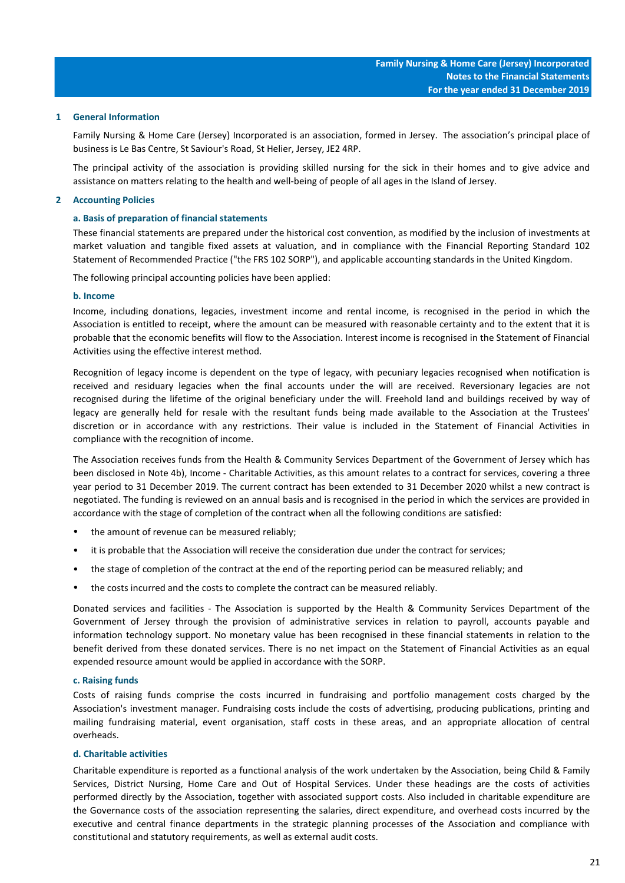## 1 General Information

Family Nursing & Home Care (Jersey) Incorporated is an association, formed in Jersey. The association's principal place of business is Le Bas Centre, St Saviour's Road, St Helier, Jersey, JE2 4RP.

The principal activity of the association is providing skilled nursing for the sick in their homes and to give advice and assistance on matters relating to the health and well-being of people of all ages in the Island of Jersey.

## 2 Accounting Policies

### a. Basis of preparation of financial statements

These financial statements are prepared under the historical cost convention, as modified by the inclusion of investments at market valuation and tangible fixed assets at valuation, and in compliance with the Financial Reporting Standard 102 Statement of Recommended Practice ("the FRS 102 SORP"), and applicable accounting standards in the United Kingdom.

The following principal accounting policies have been applied:

### b. Income

Income, including donations, legacies, investment income and rental income, is recognised in the period in which the Association is entitled to receipt, where the amount can be measured with reasonable certainty and to the extent that it is probable that the economic benefits will flow to the Association. Interest income is recognised in the Statement of Financial Activities using the effective interest method.

Recognition of legacy income is dependent on the type of legacy, with pecuniary legacies recognised when notification is received and residuary legacies when the final accounts under the will are received. Reversionary legacies are not recognised during the lifetime of the original beneficiary under the will. Freehold land and buildings received by way of legacy are generally held for resale with the resultant funds being made available to the Association at the Trustees' discretion or in accordance with any restrictions. Their value is included in the Statement of Financial Activities in compliance with the recognition of income.

The Association receives funds from the Health & Community Services Department of the Government of Jersey which has been disclosed in Note 4b), Income - Charitable Activities, as this amount relates to a contract for services, covering a three year period to 31 December 2019. The current contract has been extended to 31 December 2020 whilst a new contract is negotiated. The funding is reviewed on an annual basis and is recognised in the period in which the services are provided in accordance with the stage of completion of the contract when all the following conditions are satisfied:

- the amount of revenue can be measured reliably;
- it is probable that the Association will receive the consideration due under the contract for services;
- the stage of completion of the contract at the end of the reporting period can be measured reliably; and
- the costs incurred and the costs to complete the contract can be measured reliably.

Donated services and facilities - The Association is supported by the Health & Community Services Department of the Government of Jersey through the provision of administrative services in relation to payroll, accounts payable and information technology support. No monetary value has been recognised in these financial statements in relation to the benefit derived from these donated services. There is no net impact on the Statement of Financial Activities as an equal expended resource amount would be applied in accordance with the SORP.

### c. Raising funds

Costs of raising funds comprise the costs incurred in fundraising and portfolio management costs charged by the Association's investment manager. Fundraising costs include the costs of advertising, producing publications, printing and mailing fundraising material, event organisation, staff costs in these areas, and an appropriate allocation of central overheads.

### d. Charitable activities

Charitable expenditure is reported as a functional analysis of the work undertaken by the Association, being Child & Family Services, District Nursing, Home Care and Out of Hospital Services. Under these headings are the costs of activities performed directly by the Association, together with associated support costs. Also included in charitable expenditure are the Governance costs of the association representing the salaries, direct expenditure, and overhead costs incurred by the executive and central finance departments in the strategic planning processes of the Association and compliance with constitutional and statutory requirements, as well as external audit costs.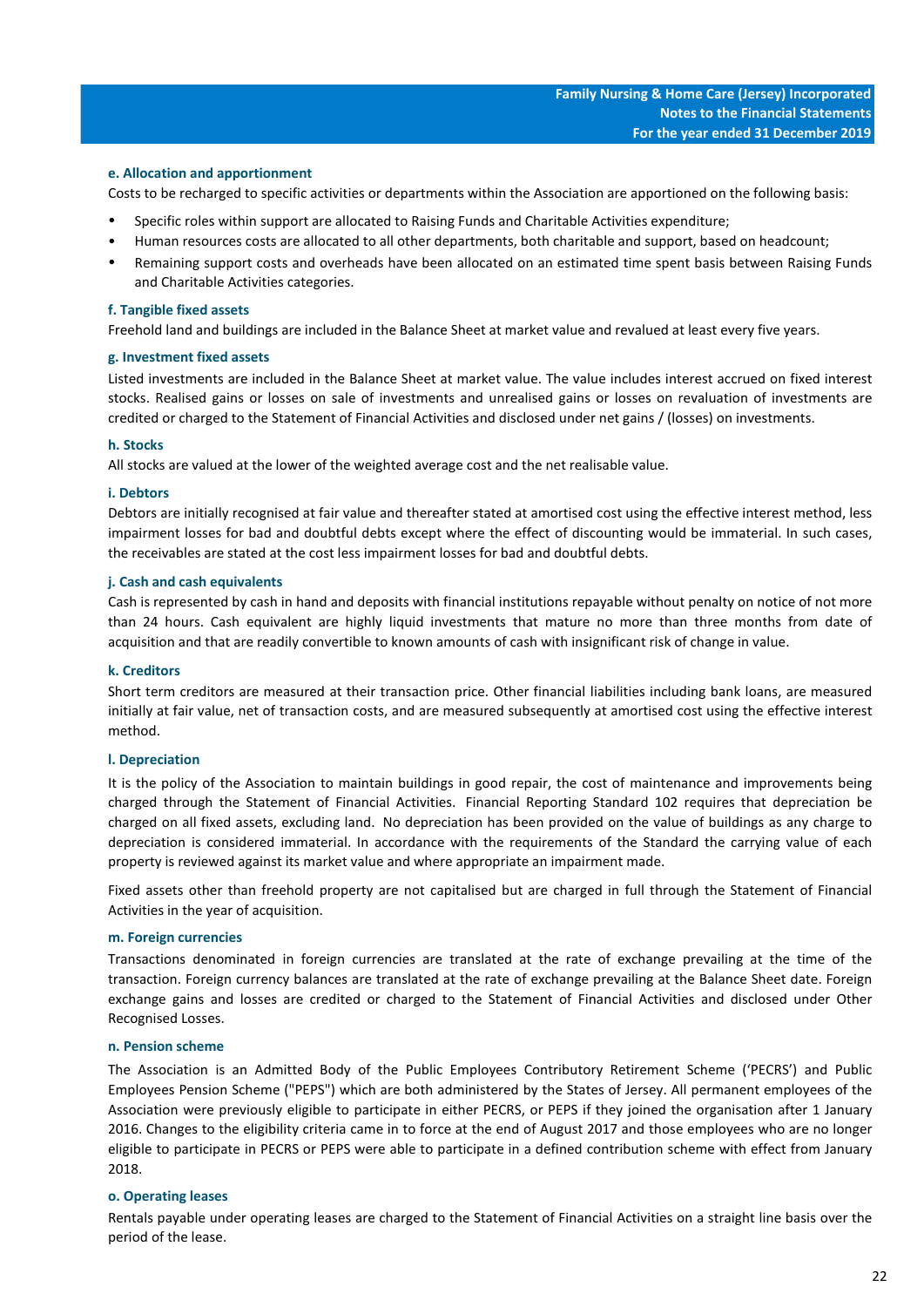#### e. Allocation and apportionment

Costs to be recharged to specific activities or departments within the Association are apportioned on the following basis:

- Specific roles within support are allocated to Raising Funds and Charitable Activities expenditure;
- Human resources costs are allocated to all other departments, both charitable and support, based on headcount;
- Remaining support costs and overheads have been allocated on an estimated time spent basis between Raising Funds and Charitable Activities categories.

#### f. Tangible fixed assets

Freehold land and buildings are included in the Balance Sheet at market value and revalued at least every five years.

#### g. Investment fixed assets

Listed investments are included in the Balance Sheet at market value. The value includes interest accrued on fixed interest stocks. Realised gains or losses on sale of investments and unrealised gains or losses on revaluation of investments are credited or charged to the Statement of Financial Activities and disclosed under net gains / (losses) on investments.

#### h. Stocks

All stocks are valued at the lower of the weighted average cost and the net realisable value.

#### i. Debtors

Debtors are initially recognised at fair value and thereafter stated at amortised cost using the effective interest method, less impairment losses for bad and doubtful debts except where the effect of discounting would be immaterial. In such cases, the receivables are stated at the cost less impairment losses for bad and doubtful debts.

#### j. Cash and cash equivalents

Cash is represented by cash in hand and deposits with financial institutions repayable without penalty on notice of not more than 24 hours. Cash equivalent are highly liquid investments that mature no more than three months from date of acquisition and that are readily convertible to known amounts of cash with insignificant risk of change in value.

#### k. Creditors

Short term creditors are measured at their transaction price. Other financial liabilities including bank loans, are measured initially at fair value, net of transaction costs, and are measured subsequently at amortised cost using the effective interest method.

#### l. Depreciation

It is the policy of the Association to maintain buildings in good repair, the cost of maintenance and improvements being charged through the Statement of Financial Activities. Financial Reporting Standard 102 requires that depreciation be charged on all fixed assets, excluding land. No depreciation has been provided on the value of buildings as any charge to depreciation is considered immaterial. In accordance with the requirements of the Standard the carrying value of each property is reviewed against its market value and where appropriate an impairment made.

Fixed assets other than freehold property are not capitalised but are charged in full through the Statement of Financial Activities in the year of acquisition.

#### m. Foreign currencies

Transactions denominated in foreign currencies are translated at the rate of exchange prevailing at the time of the transaction. Foreign currency balances are translated at the rate of exchange prevailing at the Balance Sheet date. Foreign exchange gains and losses are credited or charged to the Statement of Financial Activities and disclosed under Other Recognised Losses.

#### n. Pension scheme

The Association is an Admitted Body of the Public Employees Contributory Retirement Scheme ('PECRS') and Public Employees Pension Scheme ("PEPS") which are both administered by the States of Jersey. All permanent employees of the Association were previously eligible to participate in either PECRS, or PEPS if they joined the organisation after 1 January 2016. Changes to the eligibility criteria came in to force at the end of August 2017 and those employees who are no longer eligible to participate in PECRS or PEPS were able to participate in a defined contribution scheme with effect from January 2018.

#### o. Operating leases

Rentals payable under operating leases are charged to the Statement of Financial Activities on a straight line basis over the period of the lease.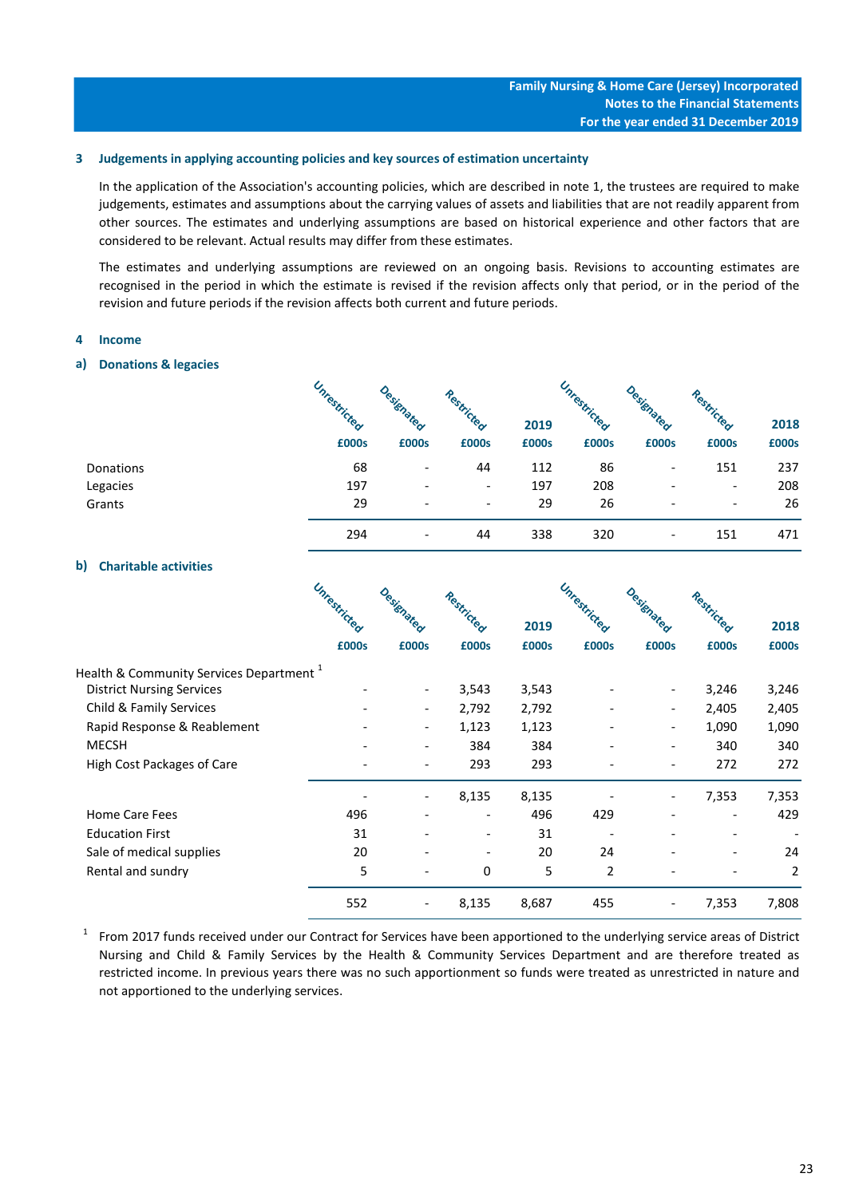## 3 Judgements in applying accounting policies and key sources of estimation uncertainty

In the application of the Association's accounting policies, which are described in note 1, the trustees are required to make judgements, estimates and assumptions about the carrying values of assets and liabilities that are not readily apparent from other sources. The estimates and underlying assumptions are based on historical experience and other factors that are considered to be relevant. Actual results may differ from these estimates.

The estimates and underlying assumptions are reviewed on an ongoing basis. Revisions to accounting estimates are recognised in the period in which the estimate is revised if the revision affects only that period, or in the period of the revision and future periods if the revision affects both current and future periods.

## 4 Income

### a) Donations & legacies

| | Unrestricted £000s | Designated £000s | Restricted £000s | 2019 £000s | Unrestricted £000s | Designated £000s | Restricted £000s | 2018 £000s |
|---|---|---|---|---|---|---|---|---|
| Donations | 68 | - | 44 | 112 | 86 | - | 151 | 237 |
| Legacies | 197 | - | - | 197 | 208 | - | - | 208 |
| Grants | 29 | - | - | 29 | 26 | - | - | 26 |
| | 294 | - | 44 | 338 | 320 | - | 151 | 471 |

### b) Charitable activities

| | Unrestricted £000s | Designated £000s | Restricted £000s | 2019 £000s | Unrestricted £000s | Designated £000s | Restricted £000s | 2018 £000s |
|---|---|---|---|---|---|---|---|---|
| Health & Community Services Department [1] | | | | | | | | |
| District Nursing Services | - | - | 3,543 | 3,543 | - | - | 3,246 | 3,246 |
| Child & Family Services | - | - | 2,792 | 2,792 | - | - | 2,405 | 2,405 |
| Rapid Response & Reablement | - | - | 1,123 | 1,123 | - | - | 1,090 | 1,090 |
| MECSH | - | - | 384 | 384 | - | - | 340 | 340 |
| High Cost Packages of Care | - | - | 293 | 293 | - | - | 272 | 272 |
| | - | - | 8,135 | 8,135 | - | - | 7,353 | 7,353 |
| Home Care Fees | 496 | - | - | 496 | 429 | - | - | 429 |
| Education First | 31 | - | - | 31 | - | - | - | - |
| Sale of medical supplies | 20 | - | - | 20 | 24 | - | - | 24 |
| Rental and sundry | 5 | - | 0 | 5 | 2 | - | - | 2 |
| | 552 | - | 8,135 | 8,687 | 455 | - | 7,353 | 7,808 |

[1] From 2017 funds received under our Contract for Services have been apportioned to the underlying service areas of District Nursing and Child & Family Services by the Health & Community Services Department and are therefore treated as restricted income. In previous years there was no such apportionment so funds were treated as unrestricted in nature and not apportioned to the underlying services.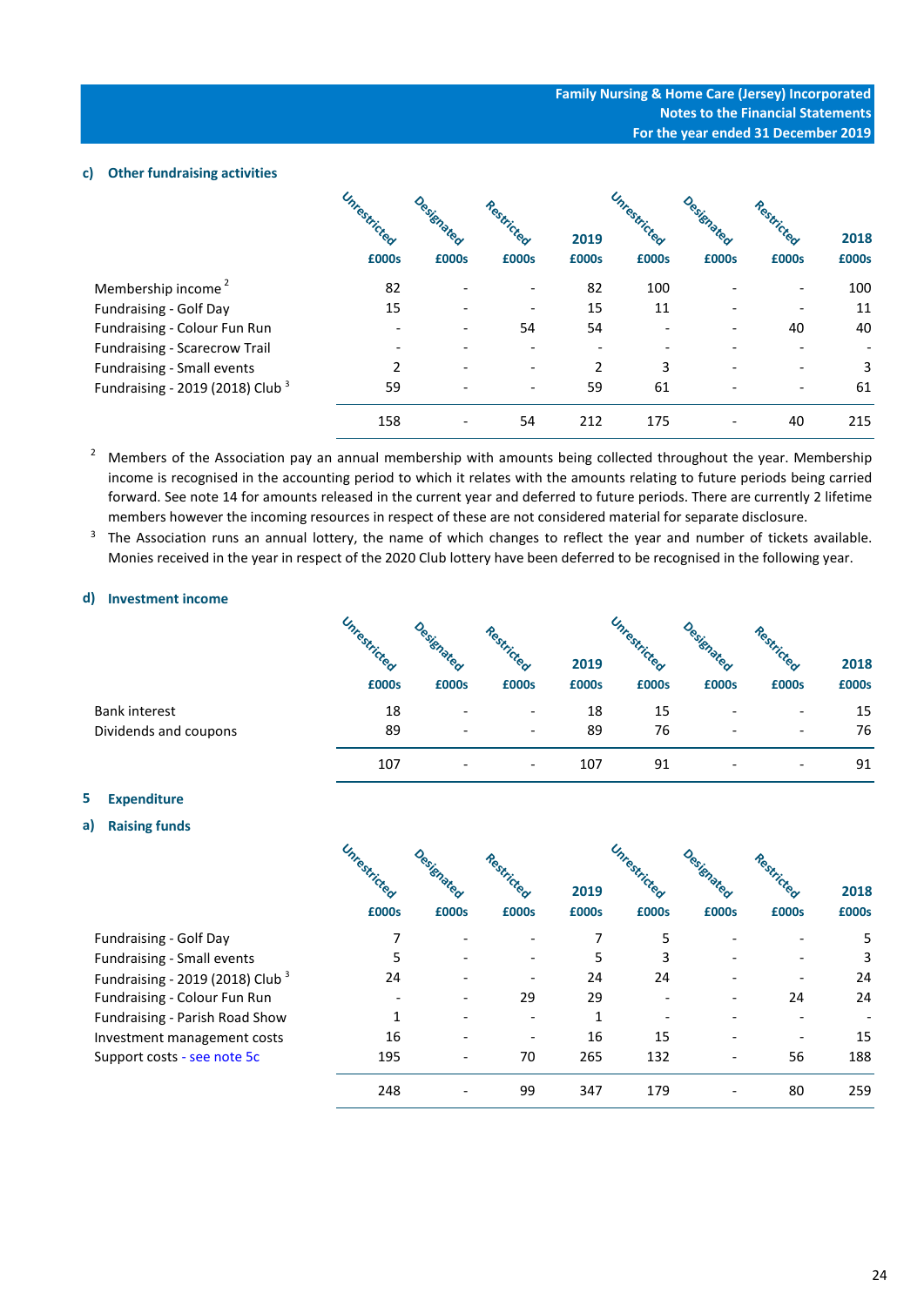#### c) Other fundraising activities

| | Unrestricted £000s | Designated £000s | Restricted £000s | 2019 £000s | Unrestricted £000s | Designated £000s | Restricted £000s | 2018 £000s |
|---|---|---|---|---|---|---|---|---|
| Membership income [2] | 82 | - | - | 82 | 100 | - | - | 100 |
| Fundraising - Golf Day | 15 | - | - | 15 | 11 | - | - | 11 |
| Fundraising - Colour Fun Run | - | - | 54 | 54 | - | - | 40 | 40 |
| Fundraising - Scarecrow Trail | - | - | - | - | - | - | - | - |
| Fundraising - Small events | 2 | - | - | 2 | 3 | - | - | 3 |
| Fundraising - 2019 (2018) Club [3] | 59 | - | - | 59 | 61 | - | - | 61 |
| | 158 | - | 54 | 212 | 175 | - | 40 | 215 |

[2] Members of the Association pay an annual membership with amounts being collected throughout the year. Membership income is recognised in the accounting period to which it relates with the amounts relating to future periods being carried forward. See note 14 for amounts released in the current year and deferred to future periods. There are currently 2 lifetime members however the incoming resources in respect of these are not considered material for separate disclosure.

[3] The Association runs an annual lottery, the name of which changes to reflect the year and number of tickets available. Monies received in the year in respect of the 2020 Club lottery have been deferred to be recognised in the following year.

#### d) Investment income

| | Unrestricted £000s | Designated £000s | Restricted £000s | 2019 £000s | Unrestricted £000s | Designated £000s | Restricted £000s | 2018 £000s |
|---|---|---|---|---|---|---|---|---|
| Bank interest | 18 | - | - | 18 | 15 | - | - | 15 |
| Dividends and coupons | 89 | - | - | 89 | 76 | - | - | 76 |
| | 107 | - | - | 107 | 91 | - | - | 91 |

### 5 Expenditure

#### a) Raising funds

| | Unrestricted £000s | Designated £000s | Restricted £000s | 2019 £000s | Unrestricted £000s | Designated £000s | Restricted £000s | 2018 £000s |
|---|---|---|---|---|---|---|---|---|
| Fundraising - Golf Day | 7 | - | - | 7 | 5 | - | - | 5 |
| Fundraising - Small events | 5 | - | - | 5 | 3 | - | - | 3 |
| Fundraising - 2019 (2018) Club [3] | 24 | - | - | 24 | 24 | - | - | 24 |
| Fundraising - Colour Fun Run | - | - | 29 | 29 | - | - | 24 | 24 |
| Fundraising - Parish Road Show | 1 | - | - | 1 | - | - | - | - |
| Investment management costs | 16 | - | - | 16 | 15 | - | - | 15 |
| Support costs - see note 5c | 195 | - | 70 | 265 | 132 | - | 56 | 188 |
| | 248 | - | 99 | 347 | 179 | - | 80 | 259 |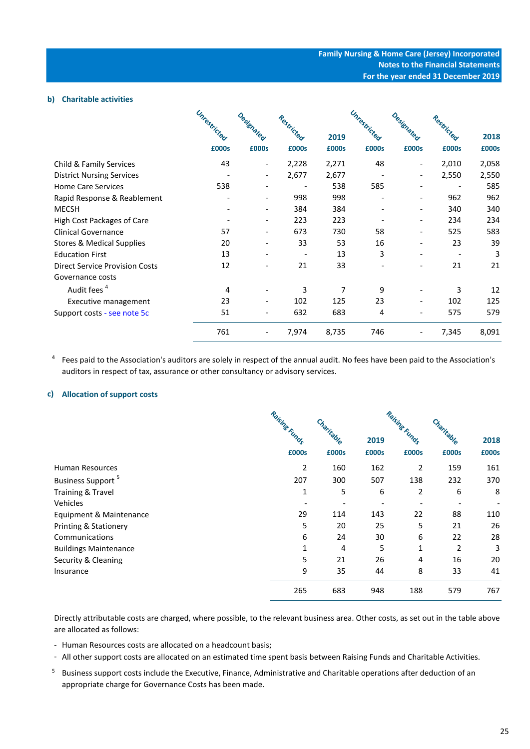### b) Charitable activities

| | Unrestricted | Designated | Restricted | 2019 | Unrestricted | Designated | Restricted | 2018 |
|---|---|---|---|---|---|---|---|---|
| | £000s | £000s | £000s | £000s | £000s | £000s | £000s | £000s |
| Child & Family Services | 43 | - | 2,228 | 2,271 | 48 | - | 2,010 | 2,058 |
| District Nursing Services | - | - | 2,677 | 2,677 | - | - | 2,550 | 2,550 |
| Home Care Services | 538 | - | - | 538 | 585 | - | - | 585 |
| Rapid Response & Reablement | - | - | 998 | 998 | - | - | 962 | 962 |
| MECSH | - | - | 384 | 384 | - | - | 340 | 340 |
| High Cost Packages of Care | - | - | 223 | 223 | - | - | 234 | 234 |
| Clinical Governance | 57 | - | 673 | 730 | 58 | - | 525 | 583 |
| Stores & Medical Supplies | 20 | - | 33 | 53 | 16 | - | 23 | 39 |
| Education First | 13 | - | - | 13 | 3 | - | - | 3 |
| Direct Service Provision Costs | 12 | - | 21 | 33 | - | - | 21 | 21 |
| Governance costs | | | | | | | | |
| Audit fees [4] | 4 | - | 3 | 7 | 9 | - | 3 | 12 |
| Executive management | 23 | - | 102 | 125 | 23 | - | 102 | 125 |
| Support costs - see note 5c | 51 | - | 632 | 683 | 4 | - | 575 | 579 |
| | 761 | - | 7,974 | 8,735 | 746 | - | 7,345 | 8,091 |

[4] Fees paid to the Association's auditors are solely in respect of the annual audit. No fees have been paid to the Association's auditors in respect of tax, assurance or other consultancy or advisory services.

### c) Allocation of support costs

| | Raising Funds | Charitable | 2019 | Raising Funds | Charitable | 2018 |
|---|---|---|---|---|---|---|
| | £000s | £000s | £000s | £000s | £000s | £000s |
| Human Resources | 2 | 160 | 162 | 2 | 159 | 161 |
| Business Support [5] | 207 | 300 | 507 | 138 | 232 | 370 |
| Training & Travel | 1 | 5 | 6 | 2 | 6 | 8 |
| Vehicles | - | - | - | - | - | - |
| Equipment & Maintenance | 29 | 114 | 143 | 22 | 88 | 110 |
| Printing & Stationery | 5 | 20 | 25 | 5 | 21 | 26 |
| Communications | 6 | 24 | 30 | 6 | 22 | 28 |
| Buildings Maintenance | 1 | 4 | 5 | 1 | 2 | 3 |
| Security & Cleaning | 5 | 21 | 26 | 4 | 16 | 20 |
| Insurance | 9 | 35 | 44 | 8 | 33 | 41 |
| | 265 | 683 | 948 | 188 | 579 | 767 |

Directly attributable costs are charged, where possible, to the relevant business area. Other costs, as set out in the table above are allocated as follows:

- Human Resources costs are allocated on a headcount basis;
- All other support costs are allocated on an estimated time spent basis between Raising Funds and Charitable Activities.

[5] Business support costs include the Executive, Finance, Administrative and Charitable operations after deduction of an appropriate charge for Governance Costs has been made.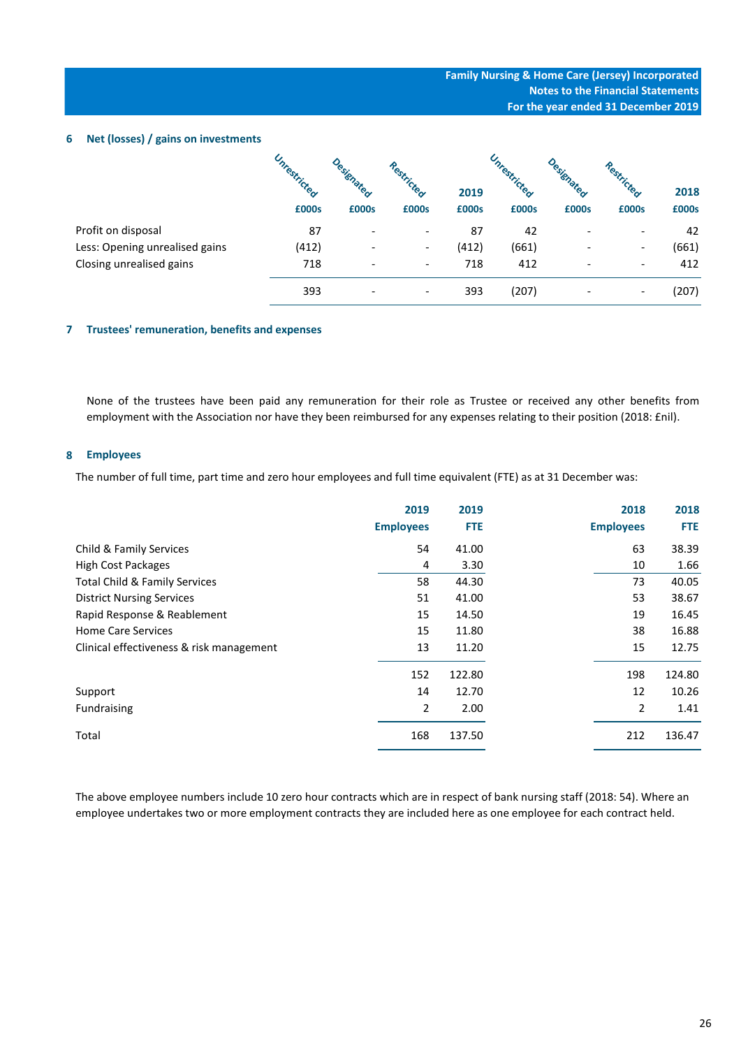## 6 Net (losses) / gains on investments

| | Unrestricted | Designated | Restricted | 2019 | Unrestricted | Designated | Restricted | 2018 |
|---|---|---|---|---|---|---|---|---|
| | £000s | £000s | £000s | £000s | £000s | £000s | £000s | £000s |
| Profit on disposal | 87 | - | - | 87 | 42 | - | - | 42 |
| Less: Opening unrealised gains | (412) | - | - | (412) | (661) | - | - | (661) |
| Closing unrealised gains | 718 | - | - | 718 | 412 | - | - | 412 |
| | 393 | - | - | 393 | (207) | - | - | (207) |

## 7 Trustees' remuneration, benefits and expenses

None of the trustees have been paid any remuneration for their role as Trustee or received any other benefits from employment with the Association nor have they been reimbursed for any expenses relating to their position (2018: £nil).

## 8 Employees

The number of full time, part time and zero hour employees and full time equivalent (FTE) as at 31 December was:

| | 2019 Employees | 2019 FTE | 2018 Employees | 2018 FTE |
|---|---|---|---|---|
| Child & Family Services | 54 | 41.00 | 63 | 38.39 |
| High Cost Packages | 4 | 3.30 | 10 | 1.66 |
| Total Child & Family Services | 58 | 44.30 | 73 | 40.05 |
| District Nursing Services | 51 | 41.00 | 53 | 38.67 |
| Rapid Response & Reablement | 15 | 14.50 | 19 | 16.45 |
| Home Care Services | 15 | 11.80 | 38 | 16.88 |
| Clinical effectiveness & risk management | 13 | 11.20 | 15 | 12.75 |
| | 152 | 122.80 | 198 | 124.80 |
| Support | 14 | 12.70 | 12 | 10.26 |
| Fundraising | 2 | 2.00 | 2 | 1.41 |
| Total | 168 | 137.50 | 212 | 136.47 |

The above employee numbers include 10 zero hour contracts which are in respect of bank nursing staff (2018: 54). Where an employee undertakes two or more employment contracts they are included here as one employee for each contract held.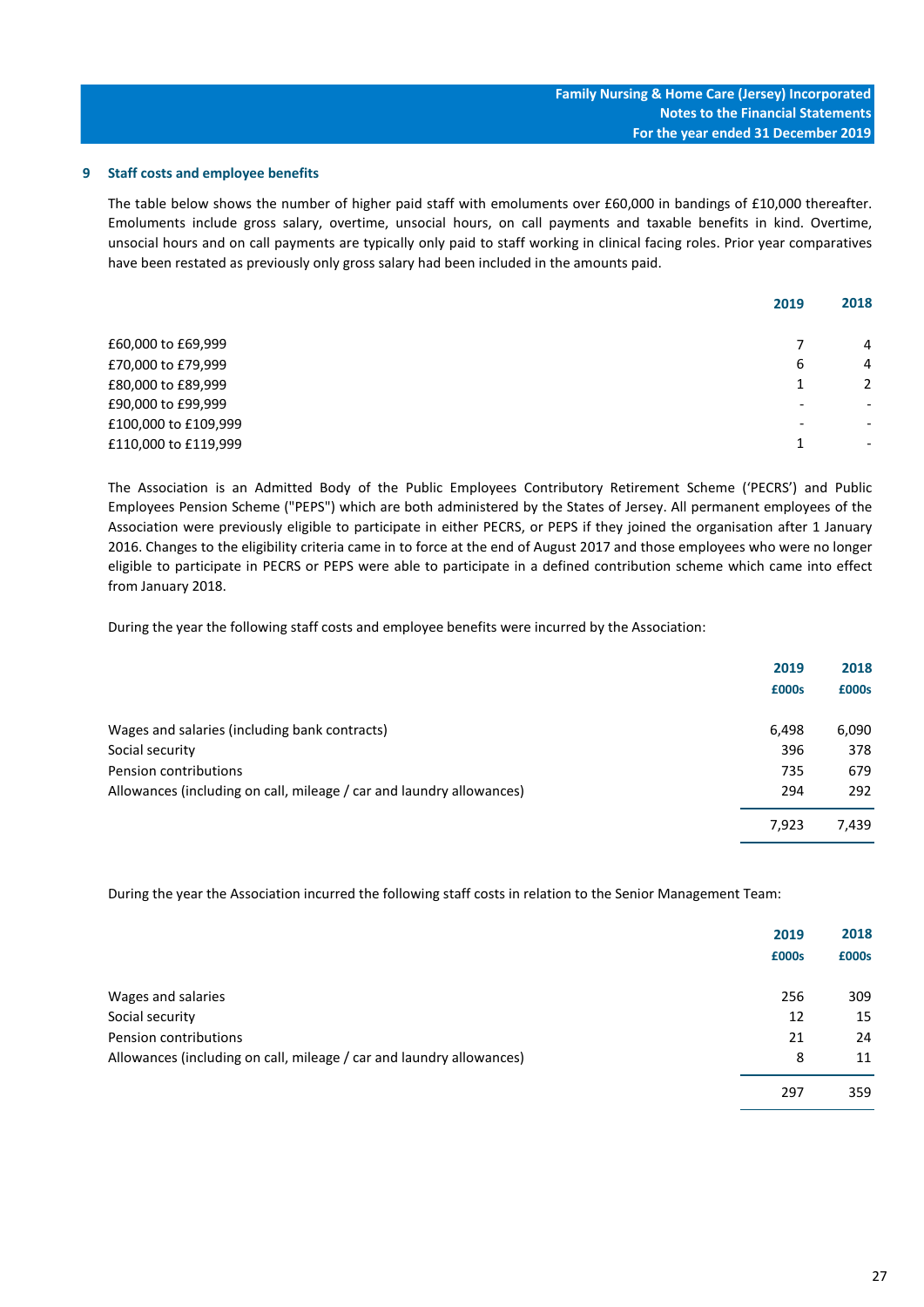## 9 Staff costs and employee benefits

The table below shows the number of higher paid staff with emoluments over £60,000 in bandings of £10,000 thereafter. Emoluments include gross salary, overtime, unsocial hours, on call payments and taxable benefits in kind. Overtime, unsocial hours and on call payments are typically only paid to staff working in clinical facing roles. Prior year comparatives have been restated as previously only gross salary had been included in the amounts paid.

| | 2019 | 2018 |
|---|---|---|
| £60,000 to £69,999 | 7 | 4 |
| £70,000 to £79,999 | 6 | 4 |
| £80,000 to £89,999 | 1 | 2 |
| £90,000 to £99,999 | - | - |
| £100,000 to £109,999 | - | - |
| £110,000 to £119,999 | 1 | - |

The Association is an Admitted Body of the Public Employees Contributory Retirement Scheme ('PECRS') and Public Employees Pension Scheme ("PEPS") which are both administered by the States of Jersey. All permanent employees of the Association were previously eligible to participate in either PECRS, or PEPS if they joined the organisation after 1 January 2016. Changes to the eligibility criteria came in to force at the end of August 2017 and those employees who were no longer eligible to participate in PECRS or PEPS were able to participate in a defined contribution scheme which came into effect from January 2018.

During the year the following staff costs and employee benefits were incurred by the Association:

| | 2019 £000s | 2018 £000s |
|---|---|---|
| Wages and salaries (including bank contracts) | 6,498 | 6,090 |
| Social security | 396 | 378 |
| Pension contributions | 735 | 679 |
| Allowances (including on call, mileage / car and laundry allowances) | 294 | 292 |
| | 7,923 | 7,439 |

During the year the Association incurred the following staff costs in relation to the Senior Management Team:

| | 2019 £000s | 2018 £000s |
|---|---|---|
| Wages and salaries | 256 | 309 |
| Social security | 12 | 15 |
| Pension contributions | 21 | 24 |
| Allowances (including on call, mileage / car and laundry allowances) | 8 | 11 |
| | 297 | 359 |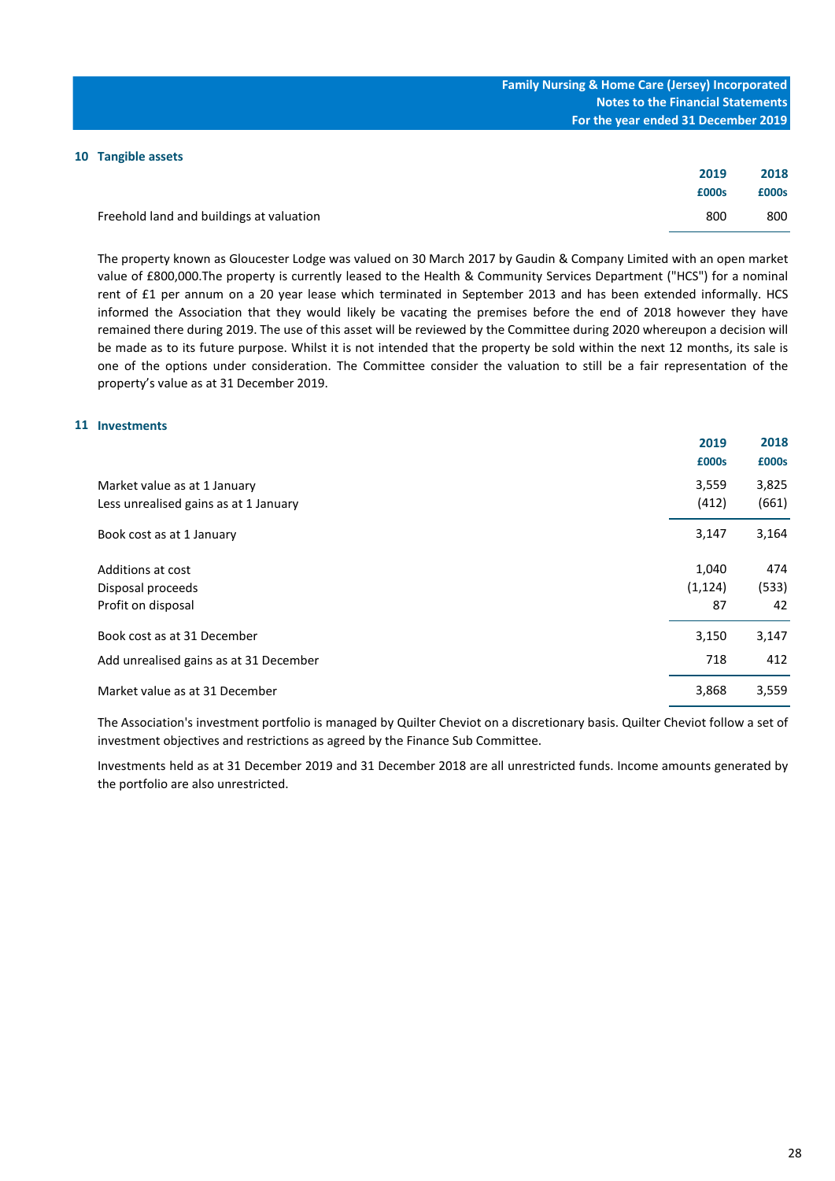## 10 Tangible assets

| | 2019 | 2018 |
|---|---|---|
| | £000s | £000s |
| Freehold land and buildings at valuation | 800 | 800 |

The property known as Gloucester Lodge was valued on 30 March 2017 by Gaudin & Company Limited with an open market value of £800,000.The property is currently leased to the Health & Community Services Department ("HCS") for a nominal rent of £1 per annum on a 20 year lease which terminated in September 2013 and has been extended informally. HCS informed the Association that they would likely be vacating the premises before the end of 2018 however they have remained there during 2019. The use of this asset will be reviewed by the Committee during 2020 whereupon a decision will be made as to its future purpose. Whilst it is not intended that the property be sold within the next 12 months, its sale is one of the options under consideration. The Committee consider the valuation to still be a fair representation of the property's value as at 31 December 2019.

## 11 Investments

| | 2019 | 2018 |
|---|---|---|
| | £000s | £000s |
| Market value as at 1 January | 3,559 | 3,825 |
| Less unrealised gains as at 1 January | (412) | (661) |
| Book cost as at 1 January | 3,147 | 3,164 |
| Additions at cost | 1,040 | 474 |
| Disposal proceeds | (1,124) | (533) |
| Profit on disposal | 87 | 42 |
| Book cost as at 31 December | 3,150 | 3,147 |
| Add unrealised gains as at 31 December | 718 | 412 |
| Market value as at 31 December | 3,868 | 3,559 |

The Association's investment portfolio is managed by Quilter Cheviot on a discretionary basis. Quilter Cheviot follow a set of investment objectives and restrictions as agreed by the Finance Sub Committee.

Investments held as at 31 December 2019 and 31 December 2018 are all unrestricted funds. Income amounts generated by the portfolio are also unrestricted.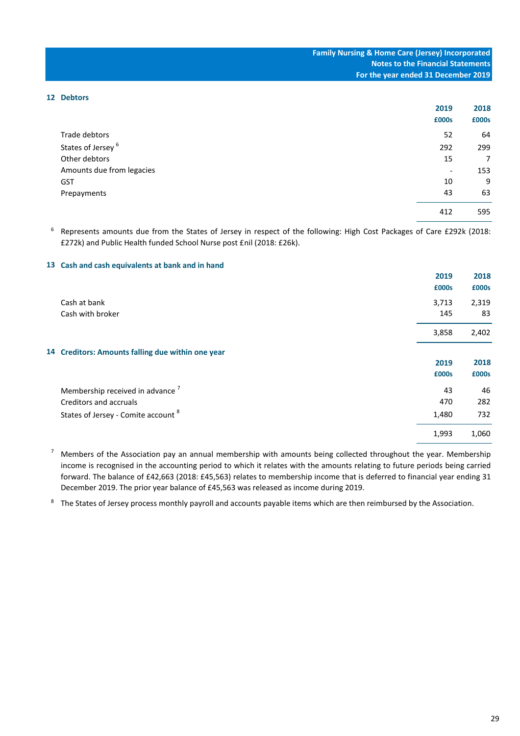## 12 Debtors

| | 2019 £000s | 2018 £000s |
|---|---|---|
| Trade debtors | 52 | 64 |
| States of Jersey [6] | 292 | 299 |
| Other debtors | 15 | 7 |
| Amounts due from legacies | - | 153 |
| GST | 10 | 9 |
| Prepayments | 43 | 63 |
| | 412 | 595 |

[6] Represents amounts due from the States of Jersey in respect of the following: High Cost Packages of Care £292k (2018: £272k) and Public Health funded School Nurse post £nil (2018: £26k).

## 13 Cash and cash equivalents at bank and in hand

| | 2019 £000s | 2018 £000s |
|---|---|---|
| Cash at bank | 3,713 | 2,319 |
| Cash with broker | 145 | 83 |
| | 3,858 | 2,402 |

## 14 Creditors: Amounts falling due within one year

| | 2019 £000s | 2018 £000s |
|---|---|---|
| Membership received in advance [7] | 43 | 46 |
| Creditors and accruals | 470 | 282 |
| States of Jersey - Comite account [8] | 1,480 | 732 |
| | 1,993 | 1,060 |

[7] Members of the Association pay an annual membership with amounts being collected throughout the year. Membership income is recognised in the accounting period to which it relates with the amounts relating to future periods being carried forward. The balance of £42,663 (2018: £45,563) relates to membership income that is deferred to financial year ending 31 December 2019. The prior year balance of £45,563 was released as income during 2019.

[8] The States of Jersey process monthly payroll and accounts payable items which are then reimbursed by the Association.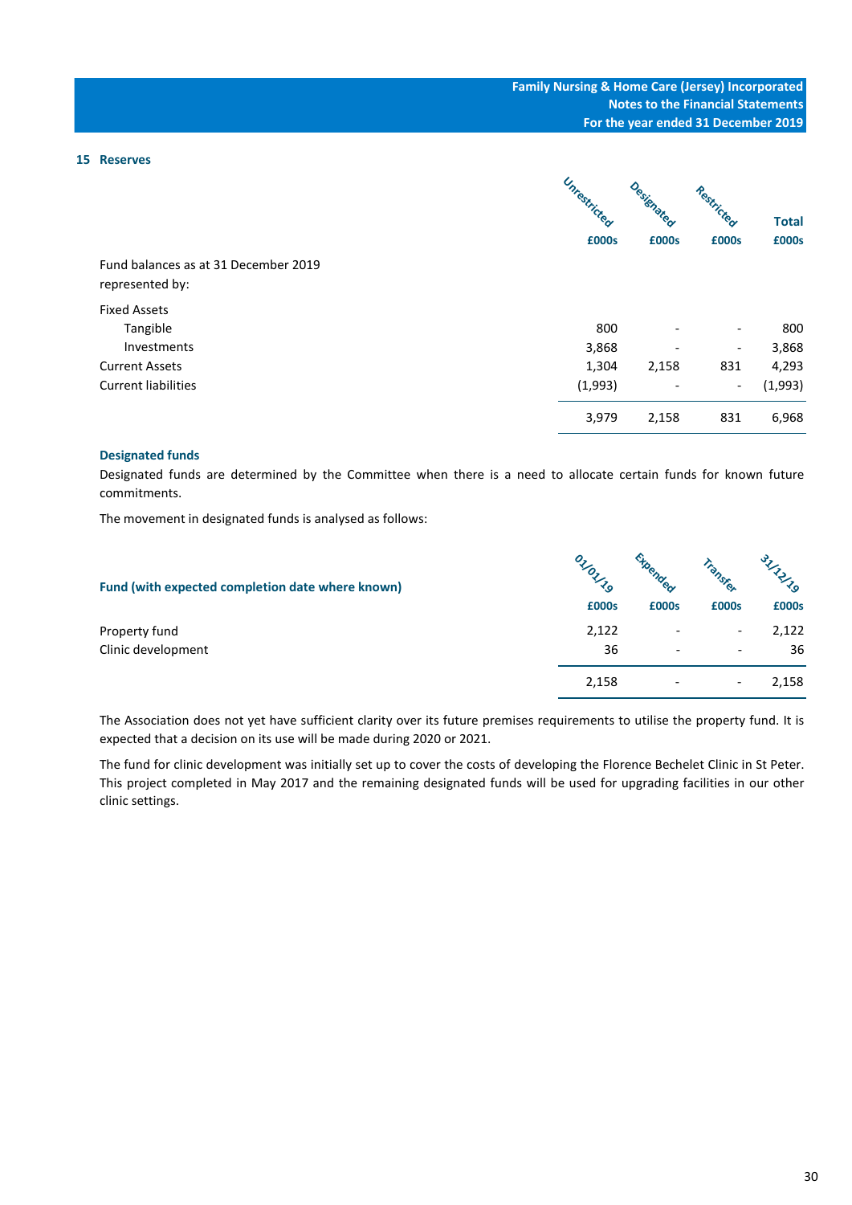## 15 Reserves

| | Unrestricted £000s | Designated £000s | Restricted £000s | Total £000s |
|---|---|---|---|---|
| Fund balances as at 31 December 2019 represented by: | | | | |
| Fixed Assets | | | | |
| Tangible | 800 | - | - | 800 |
| Investments | 3,868 | - | - | 3,868 |
| Current Assets | 1,304 | 2,158 | 831 | 4,293 |
| Current liabilities | (1,993) | - | - | (1,993) |
| | 3,979 | 2,158 | 831 | 6,968 |

### Designated funds

Designated funds are determined by the Committee when there is a need to allocate certain funds for known future commitments.

The movement in designated funds is analysed as follows:

| Fund (with expected completion date where known) | 01/01/19 £000s | Expended £000s | Transfer £000s | 31/12/19 £000s |
|---|---|---|---|---|
| Property fund | 2,122 | - | - | 2,122 |
| Clinic development | 36 | - | - | 36 |
| | 2,158 | - | - | 2,158 |

The Association does not yet have sufficient clarity over its future premises requirements to utilise the property fund. It is expected that a decision on its use will be made during 2020 or 2021.

The fund for clinic development was initially set up to cover the costs of developing the Florence Bechelet Clinic in St Peter. This project completed in May 2017 and the remaining designated funds will be used for upgrading facilities in our other clinic settings.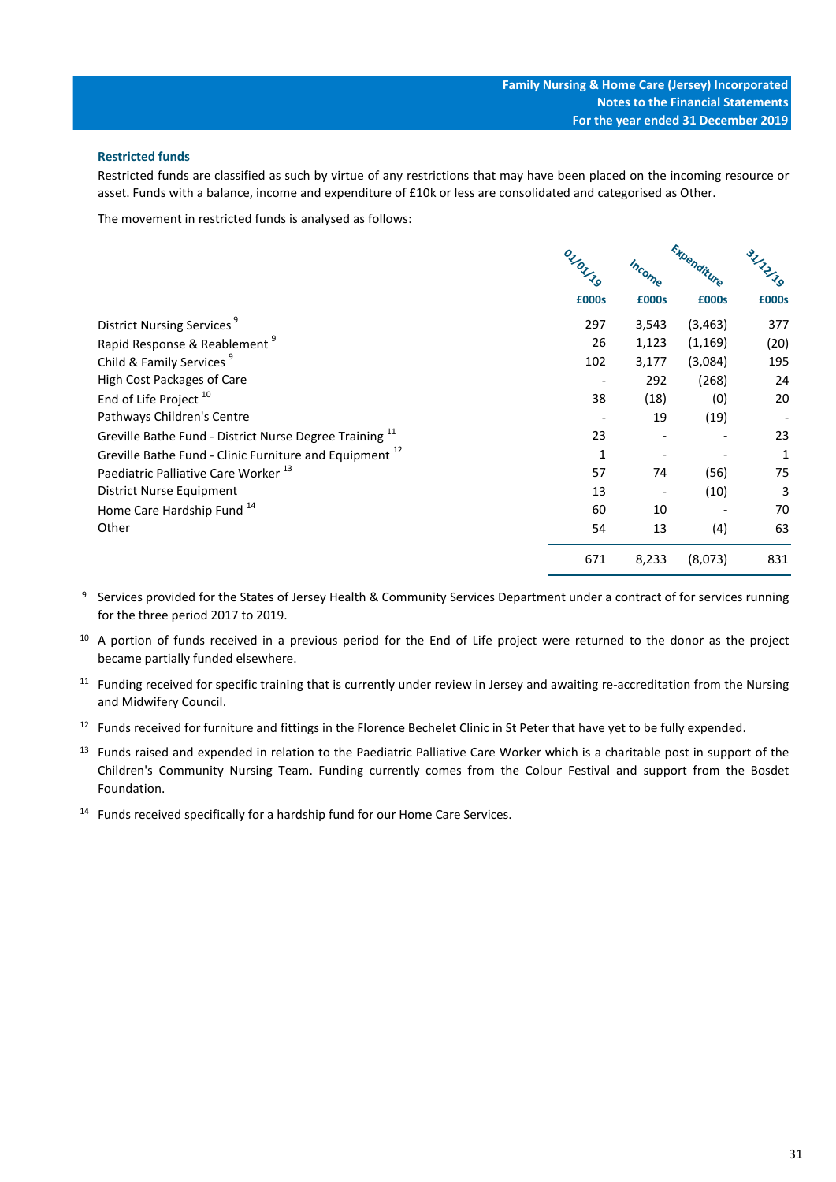### Restricted funds

Restricted funds are classified as such by virtue of any restrictions that may have been placed on the incoming resource or asset. Funds with a balance, income and expenditure of £10k or less are consolidated and categorised as Other.

The movement in restricted funds is analysed as follows:

| | 01/01/19 | Income | Expenditure | 31/12/19 |
|---|---|---|---|---|
| | £000s | £000s | £000s | £000s |
| District Nursing Services [9] | 297 | 3,543 | (3,463) | 377 |
| Rapid Response & Reablement [9] | 26 | 1,123 | (1,169) | (20) |
| Child & Family Services [9] | 102 | 3,177 | (3,084) | 195 |
| High Cost Packages of Care | - | 292 | (268) | 24 |
| End of Life Project [10] | 38 | (18) | (0) | 20 |
| Pathways Children's Centre | - | 19 | (19) | - |
| Greville Bathe Fund - District Nurse Degree Training [11] | 23 | - | - | 23 |
| Greville Bathe Fund - Clinic Furniture and Equipment [12] | 1 | - | - | 1 |
| Paediatric Palliative Care Worker [13] | 57 | 74 | (56) | 75 |
| District Nurse Equipment | 13 | - | (10) | 3 |
| Home Care Hardship Fund [14] | 60 | 10 | - | 70 |
| Other | 54 | 13 | (4) | 63 |
| | 671 | 8,233 | (8,073) | 831 |

[9] Services provided for the States of Jersey Health & Community Services Department under a contract of for services running for the three period 2017 to 2019.

[10] A portion of funds received in a previous period for the End of Life project were returned to the donor as the project became partially funded elsewhere.

[11] Funding received for specific training that is currently under review in Jersey and awaiting re-accreditation from the Nursing and Midwifery Council.

[12] Funds received for furniture and fittings in the Florence Bechelet Clinic in St Peter that have yet to be fully expended.

[13] Funds raised and expended in relation to the Paediatric Palliative Care Worker which is a charitable post in support of the Children's Community Nursing Team. Funding currently comes from the Colour Festival and support from the Bosdet Foundation.

[14] Funds received specifically for a hardship fund for our Home Care Services.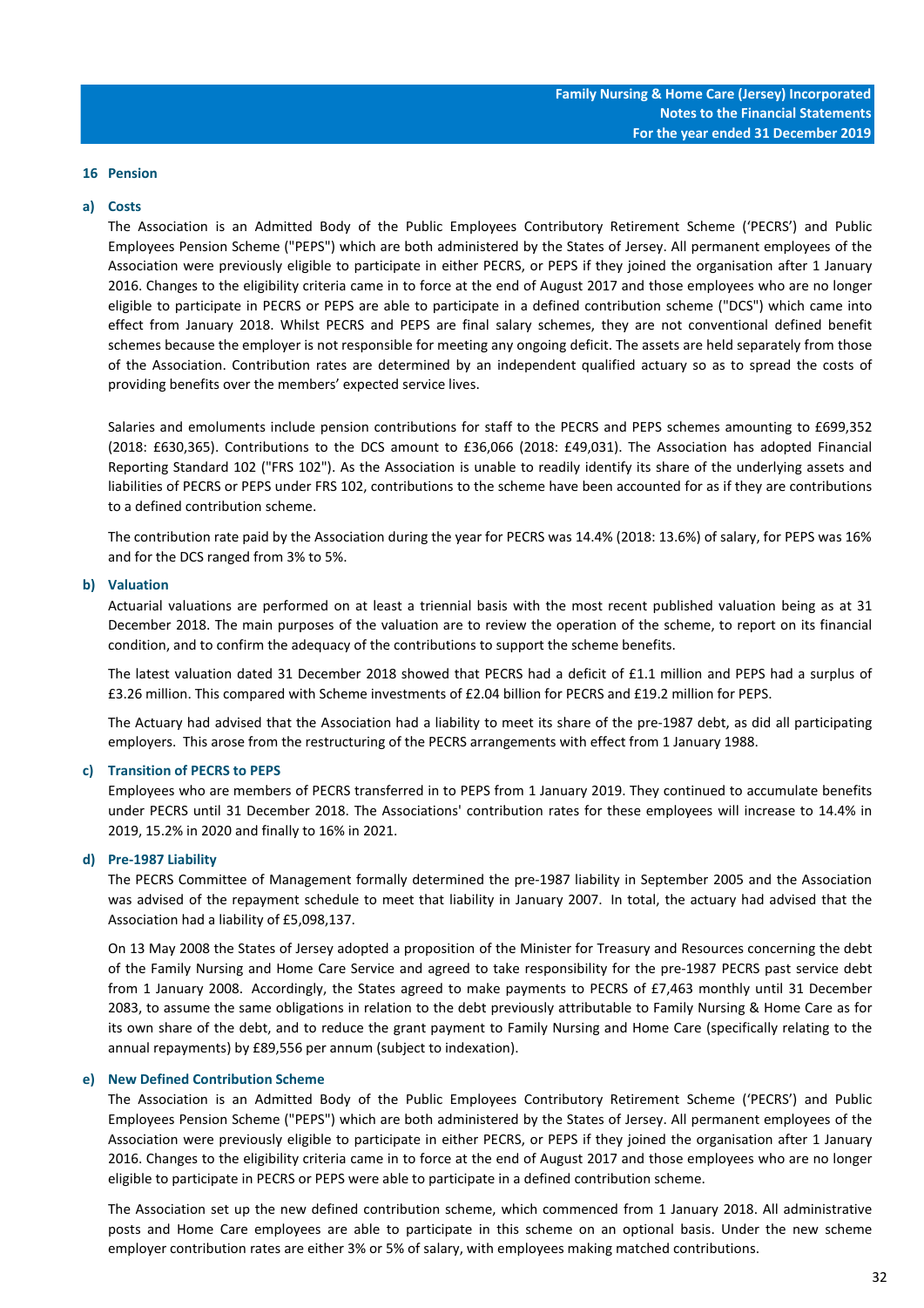## 16 Pension

### a) Costs

The Association is an Admitted Body of the Public Employees Contributory Retirement Scheme ('PECRS') and Public Employees Pension Scheme ("PEPS") which are both administered by the States of Jersey. All permanent employees of the Association were previously eligible to participate in either PECRS, or PEPS if they joined the organisation after 1 January 2016. Changes to the eligibility criteria came in to force at the end of August 2017 and those employees who are no longer eligible to participate in PECRS or PEPS are able to participate in a defined contribution scheme ("DCS") which came into effect from January 2018. Whilst PECRS and PEPS are final salary schemes, they are not conventional defined benefit schemes because the employer is not responsible for meeting any ongoing deficit. The assets are held separately from those of the Association. Contribution rates are determined by an independent qualified actuary so as to spread the costs of providing benefits over the members' expected service lives.

Salaries and emoluments include pension contributions for staff to the PECRS and PEPS schemes amounting to £699,352 (2018: £630,365). Contributions to the DCS amount to £36,066 (2018: £49,031). The Association has adopted Financial Reporting Standard 102 ("FRS 102"). As the Association is unable to readily identify its share of the underlying assets and liabilities of PECRS or PEPS under FRS 102, contributions to the scheme have been accounted for as if they are contributions to a defined contribution scheme.

The contribution rate paid by the Association during the year for PECRS was 14.4% (2018: 13.6%) of salary, for PEPS was 16% and for the DCS ranged from 3% to 5%.

### b) Valuation

Actuarial valuations are performed on at least a triennial basis with the most recent published valuation being as at 31 December 2018. The main purposes of the valuation are to review the operation of the scheme, to report on its financial condition, and to confirm the adequacy of the contributions to support the scheme benefits.

The latest valuation dated 31 December 2018 showed that PECRS had a deficit of £1.1 million and PEPS had a surplus of £3.26 million. This compared with Scheme investments of £2.04 billion for PECRS and £19.2 million for PEPS.

The Actuary had advised that the Association had a liability to meet its share of the pre-1987 debt, as did all participating employers. This arose from the restructuring of the PECRS arrangements with effect from 1 January 1988.

### c) Transition of PECRS to PEPS

Employees who are members of PECRS transferred in to PEPS from 1 January 2019. They continued to accumulate benefits under PECRS until 31 December 2018. The Associations' contribution rates for these employees will increase to 14.4% in 2019, 15.2% in 2020 and finally to 16% in 2021.

### d) Pre-1987 Liability

The PECRS Committee of Management formally determined the pre-1987 liability in September 2005 and the Association was advised of the repayment schedule to meet that liability in January 2007. In total, the actuary had advised that the Association had a liability of £5,098,137.

On 13 May 2008 the States of Jersey adopted a proposition of the Minister for Treasury and Resources concerning the debt of the Family Nursing and Home Care Service and agreed to take responsibility for the pre-1987 PECRS past service debt from 1 January 2008. Accordingly, the States agreed to make payments to PECRS of £7,463 monthly until 31 December 2083, to assume the same obligations in relation to the debt previously attributable to Family Nursing & Home Care as for its own share of the debt, and to reduce the grant payment to Family Nursing and Home Care (specifically relating to the annual repayments) by £89,556 per annum (subject to indexation).

### e) New Defined Contribution Scheme

The Association is an Admitted Body of the Public Employees Contributory Retirement Scheme ('PECRS') and Public Employees Pension Scheme ("PEPS") which are both administered by the States of Jersey. All permanent employees of the Association were previously eligible to participate in either PECRS, or PEPS if they joined the organisation after 1 January 2016. Changes to the eligibility criteria came in to force at the end of August 2017 and those employees who are no longer eligible to participate in PECRS or PEPS were able to participate in a defined contribution scheme.

The Association set up the new defined contribution scheme, which commenced from 1 January 2018. All administrative posts and Home Care employees are able to participate in this scheme on an optional basis. Under the new scheme employer contribution rates are either 3% or 5% of salary, with employees making matched contributions.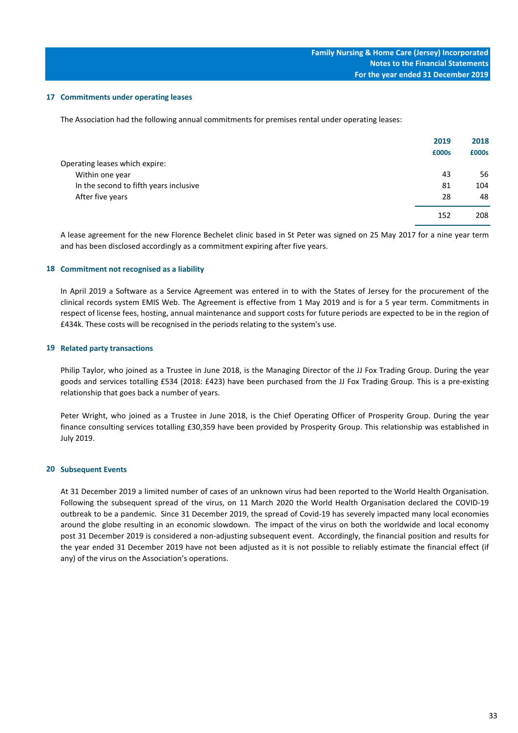## 17 Commitments under operating leases

The Association had the following annual commitments for premises rental under operating leases:

| | 2019 | 2018 |
|---|---|---|
| | £000s | £000s |
| Operating leases which expire: | | |
| Within one year | 43 | 56 |
| In the second to fifth years inclusive | 81 | 104 |
| After five years | 28 | 48 |
| | 152 | 208 |

A lease agreement for the new Florence Bechelet clinic based in St Peter was signed on 25 May 2017 for a nine year term and has been disclosed accordingly as a commitment expiring after five years.

## 18 Commitment not recognised as a liability

In April 2019 a Software as a Service Agreement was entered in to with the States of Jersey for the procurement of the clinical records system EMIS Web. The Agreement is effective from 1 May 2019 and is for a 5 year term. Commitments in respect of license fees, hosting, annual maintenance and support costs for future periods are expected to be in the region of £434k. These costs will be recognised in the periods relating to the system's use.

## 19 Related party transactions

Philip Taylor, who joined as a Trustee in June 2018, is the Managing Director of the JJ Fox Trading Group. During the year goods and services totalling £534 (2018: £423) have been purchased from the JJ Fox Trading Group. This is a pre-existing relationship that goes back a number of years.

Peter Wright, who joined as a Trustee in June 2018, is the Chief Operating Officer of Prosperity Group. During the year finance consulting services totalling £30,359 have been provided by Prosperity Group. This relationship was established in July 2019.

## 20 Subsequent Events

At 31 December 2019 a limited number of cases of an unknown virus had been reported to the World Health Organisation. Following the subsequent spread of the virus, on 11 March 2020 the World Health Organisation declared the COVID-19 outbreak to be a pandemic. Since 31 December 2019, the spread of Covid-19 has severely impacted many local economies around the globe resulting in an economic slowdown. The impact of the virus on both the worldwide and local economy post 31 December 2019 is considered a non-adjusting subsequent event. Accordingly, the financial position and results for the year ended 31 December 2019 have not been adjusted as it is not possible to reliably estimate the financial effect (if any) of the virus on the Association's operations.